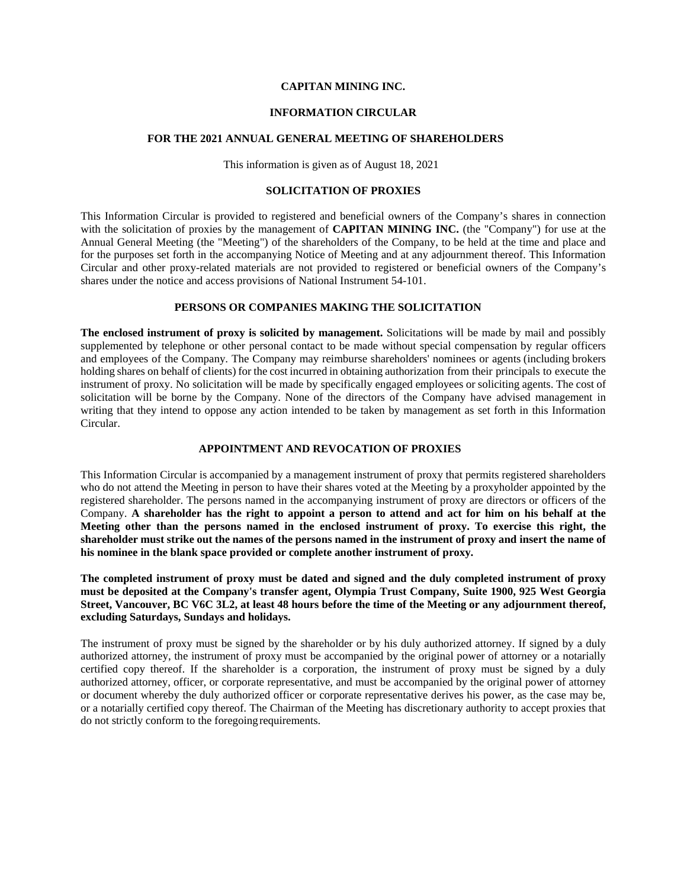# CAPITAN MINING INC.

## INFORMATION CIRCULAR

## FOR THE 2021 ANNUAL GENERAL MEETING OF SHAREHOLDERS

This information is given as of August 18, 2021

### SOLICITATION OF PROXIES

This Information Circular is provided to registered and beneficial owners of the Company's shares in connection with the solicitation of proxies by the management of **CAPITAN MINING INC.** (the "Company") for use at the Annual General Meeting (the "Meeting") of the shareholders of the Company, to be held at the time and place and for the purposes set forth in the accompanying Notice of Meeting and at any adjournment thereof. This Information Circular and other proxy-related materials are not provided to registered or beneficial owners of the Company's shares under the notice and access provisions of National Instrument 54-101.

### PERSONS OR COMPANIES MAKING THE SOLICITATION

**The enclosed instrument of proxy is solicited by management.** Solicitations will be made by mail and possibly supplemented by telephone or other personal contact to be made without special compensation by regular officers and employees of the Company. The Company may reimburse shareholders' nominees or agents (including brokers holding shares on behalf of clients) for the cost incurred in obtaining authorization from their principals to execute the instrument of proxy. No solicitation will be made by specifically engaged employees or soliciting agents. The cost of solicitation will be borne by the Company. None of the directors of the Company have advised management in writing that they intend to oppose any action intended to be taken by management as set forth in this Information Circular.

### APPOINTMENT AND REVOCATION OF PROXIES

This Information Circular is accompanied by a management instrument of proxy that permits registered shareholders who do not attend the Meeting in person to have their shares voted at the Meeting by a proxyholder appointed by the registered shareholder. The persons named in the accompanying instrument of proxy are directors or officers of the Company. **A shareholder has the right to appoint a person to attend and act for him on his behalf at the Meeting other than the persons named in the enclosed instrument of proxy. To exercise this right, the shareholder must strike out the names of the persons named in the instrument of proxy and insert the name of his nominee in the blank space provided or complete another instrument of proxy.**

**The completed instrument of proxy must be dated and signed and the duly completed instrument of proxy must be deposited at the Company's transfer agent, Olympia Trust Company, Suite 1900, 925 West Georgia Street, Vancouver, BC V6C 3L2, at least 48 hours before the time of the Meeting or any adjournment thereof, excluding Saturdays, Sundays and holidays.**

The instrument of proxy must be signed by the shareholder or by his duly authorized attorney. If signed by a duly authorized attorney, the instrument of proxy must be accompanied by the original power of attorney or a notarially certified copy thereof. If the shareholder is a corporation, the instrument of proxy must be signed by a duly authorized attorney, officer, or corporate representative, and must be accompanied by the original power of attorney or document whereby the duly authorized officer or corporate representative derives his power, as the case may be, or a notarially certified copy thereof. The Chairman of the Meeting has discretionary authority to accept proxies that do not strictly conform to the foregoing requirements.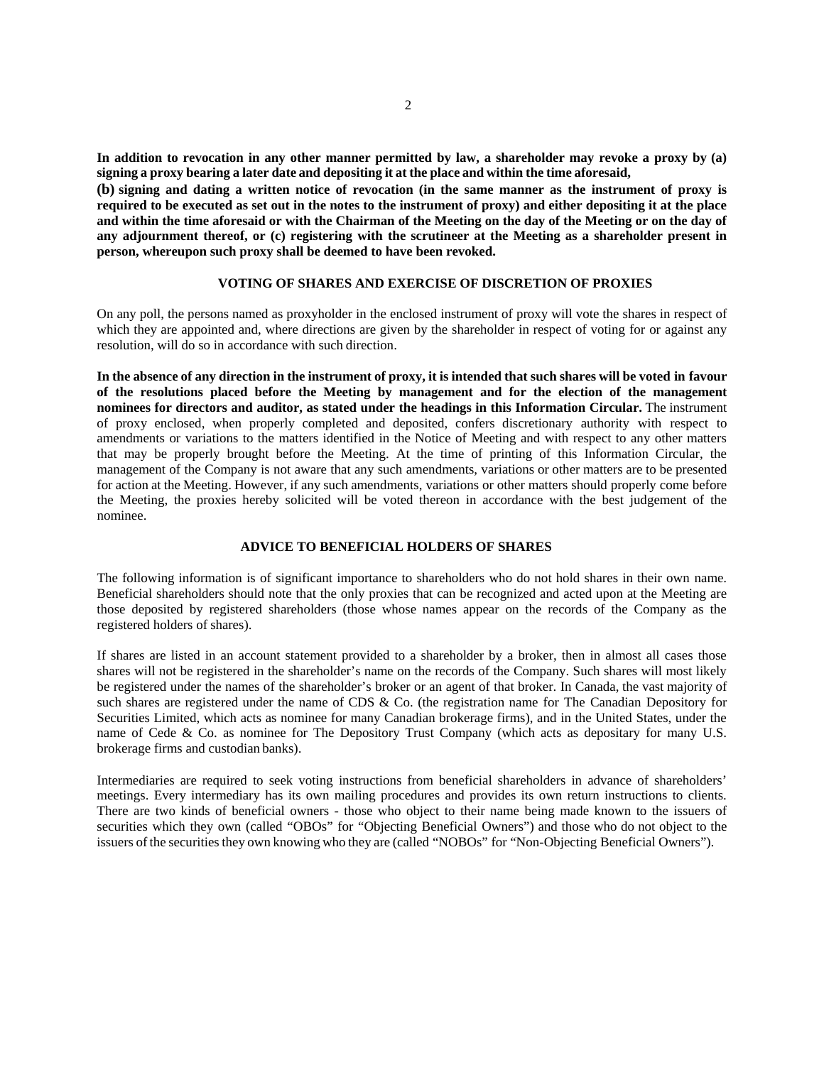**In addition to revocation in any other manner permitted by law, a shareholder may revoke a proxy by (a) signing a proxy bearing a later date and depositing it at the place and within the time aforesaid, (b) signing and dating a written notice of revocation (in the same manner as the instrument of proxy is required to be executed as set out in the notes to the instrument of proxy) and either depositing it at the place and within the time aforesaid or with the Chairman of the Meeting on the day of the Meeting or on the day of any adjournment thereof, or (c) registering with the scrutineer at the Meeting as a shareholder present in person, whereupon such proxy shall be deemed to have been revoked.**

## VOTING OF SHARES AND EXERCISE OF DISCRETION OF PROXIES

On any poll, the persons named as proxyholder in the enclosed instrument of proxy will vote the shares in respect of which they are appointed and, where directions are given by the shareholder in respect of voting for or against any resolution, will do so in accordance with such direction.

**In the absence of any direction in the instrument of proxy, it is intended that such shares will be voted in favour of the resolutions placed before the Meeting by management and for the election of the management nominees for directors and auditor, as stated under the headings in this Information Circular.** The instrument of proxy enclosed, when properly completed and deposited, confers discretionary authority with respect to amendments or variations to the matters identified in the Notice of Meeting and with respect to any other matters that may be properly brought before the Meeting. At the time of printing of this Information Circular, the management of the Company is not aware that any such amendments, variations or other matters are to be presented for action at the Meeting. However, if any such amendments, variations or other matters should properly come before the Meeting, the proxies hereby solicited will be voted thereon in accordance with the best judgement of the nominee.

## ADVICE TO BENEFICIAL HOLDERS OF SHARES

The following information is of significant importance to shareholders who do not hold shares in their own name. Beneficial shareholders should note that the only proxies that can be recognized and acted upon at the Meeting are those deposited by registered shareholders (those whose names appear on the records of the Company as the registered holders of shares).

If shares are listed in an account statement provided to a shareholder by a broker, then in almost all cases those shares will not be registered in the shareholder's name on the records of the Company. Such shares will most likely be registered under the names of the shareholder's broker or an agent of that broker. In Canada, the vast majority of such shares are registered under the name of CDS & Co. (the registration name for The Canadian Depository for Securities Limited, which acts as nominee for many Canadian brokerage firms), and in the United States, under the name of Cede & Co. as nominee for The Depository Trust Company (which acts as depositary for many U.S. brokerage firms and custodian banks).

Intermediaries are required to seek voting instructions from beneficial shareholders in advance of shareholders' meetings. Every intermediary has its own mailing procedures and provides its own return instructions to clients. There are two kinds of beneficial owners - those who object to their name being made known to the issuers of securities which they own (called "OBOs" for "Objecting Beneficial Owners") and those who do not object to the issuers of the securities they own knowing who they are (called "NOBOs" for "Non-Objecting Beneficial Owners").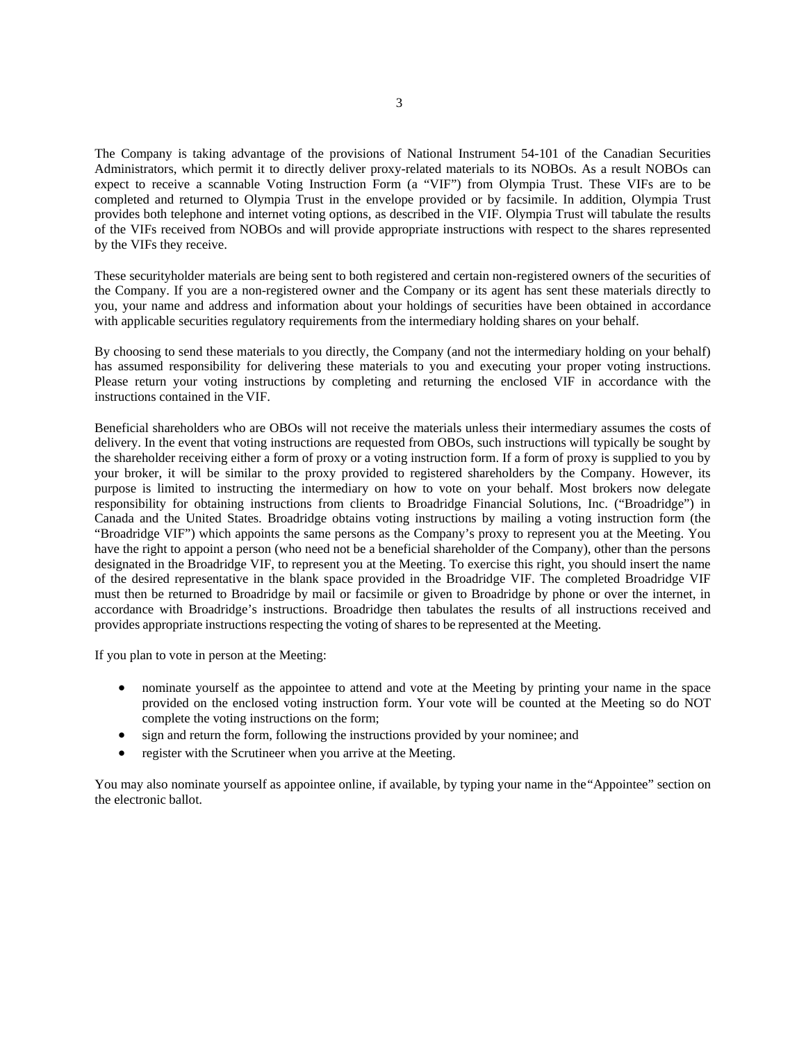The Company is taking advantage of the provisions of National Instrument 54-101 of the Canadian Securities Administrators, which permit it to directly deliver proxy-related materials to its NOBOs. As a result NOBOs can expect to receive a scannable Voting Instruction Form (a "VIF") from Olympia Trust. These VIFs are to be completed and returned to Olympia Trust in the envelope provided or by facsimile. In addition, Olympia Trust provides both telephone and internet voting options, as described in the VIF. Olympia Trust will tabulate the results of the VIFs received from NOBOs and will provide appropriate instructions with respect to the shares represented by the VIFs they receive.

These securityholder materials are being sent to both registered and certain non-registered owners of the securities of the Company. If you are a non-registered owner and the Company or its agent has sent these materials directly to you, your name and address and information about your holdings of securities have been obtained in accordance with applicable securities regulatory requirements from the intermediary holding shares on your behalf.

By choosing to send these materials to you directly, the Company (and not the intermediary holding on your behalf) has assumed responsibility for delivering these materials to you and executing your proper voting instructions. Please return your voting instructions by completing and returning the enclosed VIF in accordance with the instructions contained in the VIF.

Beneficial shareholders who are OBOs will not receive the materials unless their intermediary assumes the costs of delivery. In the event that voting instructions are requested from OBOs, such instructions will typically be sought by the shareholder receiving either a form of proxy or a voting instruction form. If a form of proxy is supplied to you by your broker, it will be similar to the proxy provided to registered shareholders by the Company. However, its purpose is limited to instructing the intermediary on how to vote on your behalf. Most brokers now delegate responsibility for obtaining instructions from clients to Broadridge Financial Solutions, Inc. ("Broadridge") in Canada and the United States. Broadridge obtains voting instructions by mailing a voting instruction form (the "Broadridge VIF") which appoints the same persons as the Company's proxy to represent you at the Meeting. You have the right to appoint a person (who need not be a beneficial shareholder of the Company), other than the persons designated in the Broadridge VIF, to represent you at the Meeting. To exercise this right, you should insert the name of the desired representative in the blank space provided in the Broadridge VIF. The completed Broadridge VIF must then be returned to Broadridge by mail or facsimile or given to Broadridge by phone or over the internet, in accordance with Broadridge's instructions. Broadridge then tabulates the results of all instructions received and provides appropriate instructions respecting the voting of shares to be represented at the Meeting.

If you plan to vote in person at the Meeting:

- nominate yourself as the appointee to attend and vote at the Meeting by printing your name in the space provided on the enclosed voting instruction form. Your vote will be counted at the Meeting so do NOT complete the voting instructions on the form;
- sign and return the form, following the instructions provided by your nominee; and
- register with the Scrutineer when you arrive at the Meeting.

You may also nominate yourself as appointee online, if available, by typing your name in the "Appointee" section on the electronic ballot.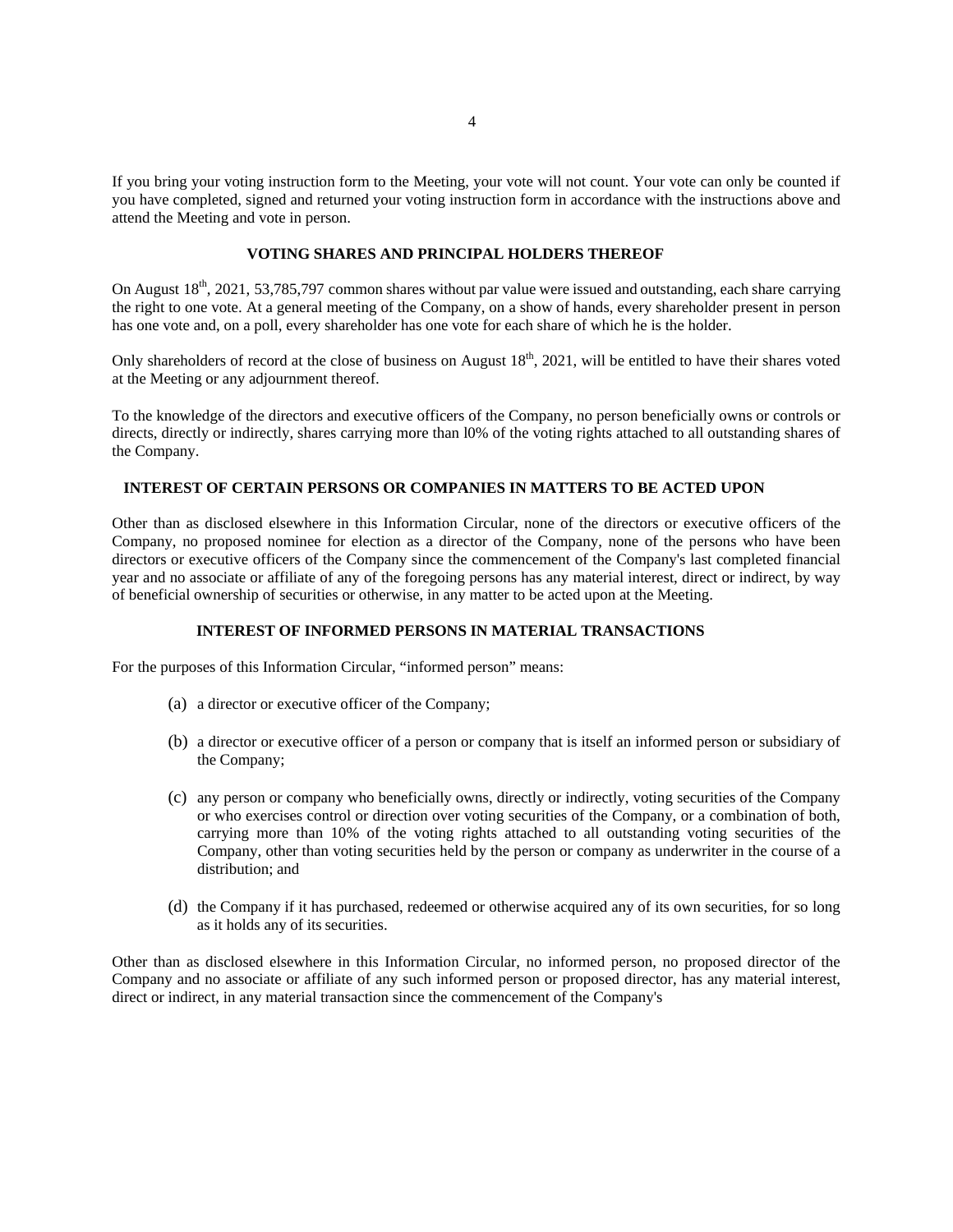If you bring your voting instruction form to the Meeting, your vote will not count. Your vote can only be counted if you have completed, signed and returned your voting instruction form in accordance with the instructions above and attend the Meeting and vote in person.

## VOTING SHARES AND PRINCIPAL HOLDERS THEREOF

On August 18th, 2021, 53,785,797 common shares without par value were issued and outstanding, each share carrying the right to one vote. At a general meeting of the Company, on a show of hands, every shareholder present in person has one vote and, on a poll, every shareholder has one vote for each share of which he is the holder.

Only shareholders of record at the close of business on August 18th, 2021, will be entitled to have their shares voted at the Meeting or any adjournment thereof.

To the knowledge of the directors and executive officers of the Company, no person beneficially owns or controls or directs, directly or indirectly, shares carrying more than l0% of the voting rights attached to all outstanding shares of the Company.

## INTEREST OF CERTAIN PERSONS OR COMPANIES IN MATTERS TO BE ACTED UPON

Other than as disclosed elsewhere in this Information Circular, none of the directors or executive officers of the Company, no proposed nominee for election as a director of the Company, none of the persons who have been directors or executive officers of the Company since the commencement of the Company's last completed financial year and no associate or affiliate of any of the foregoing persons has any material interest, direct or indirect, by way of beneficial ownership of securities or otherwise, in any matter to be acted upon at the Meeting.

## INTEREST OF INFORMED PERSONS IN MATERIAL TRANSACTIONS

For the purposes of this Information Circular, “informed person” means:

(a) a director or executive officer of the Company;

(b) a director or executive officer of a person or company that is itself an informed person or subsidiary of the Company;

(c) any person or company who beneficially owns, directly or indirectly, voting securities of the Company or who exercises control or direction over voting securities of the Company, or a combination of both, carrying more than 10% of the voting rights attached to all outstanding voting securities of the Company, other than voting securities held by the person or company as underwriter in the course of a distribution; and

(d) the Company if it has purchased, redeemed or otherwise acquired any of its own securities, for so long as it holds any of its securities.

Other than as disclosed elsewhere in this Information Circular, no informed person, no proposed director of the Company and no associate or affiliate of any such informed person or proposed director, has any material interest, direct or indirect, in any material transaction since the commencement of the Company's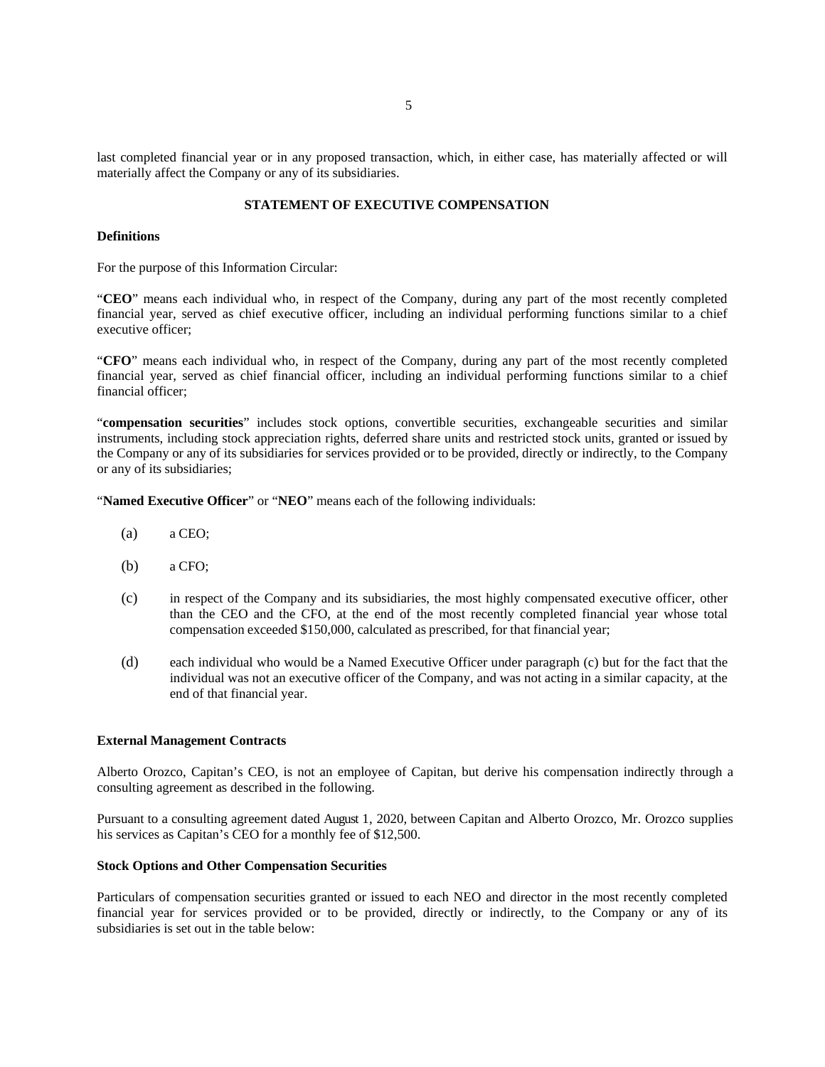last completed financial year or in any proposed transaction, which, in either case, has materially affected or will materially affect the Company or any of its subsidiaries.

## STATEMENT OF EXECUTIVE COMPENSATION

### Definitions

For the purpose of this Information Circular:

"**CEO**" means each individual who, in respect of the Company, during any part of the most recently completed financial year, served as chief executive officer, including an individual performing functions similar to a chief executive officer;

"**CFO**" means each individual who, in respect of the Company, during any part of the most recently completed financial year, served as chief financial officer, including an individual performing functions similar to a chief financial officer;

"**compensation securities**" includes stock options, convertible securities, exchangeable securities and similar instruments, including stock appreciation rights, deferred share units and restricted stock units, granted or issued by the Company or any of its subsidiaries for services provided or to be provided, directly or indirectly, to the Company or any of its subsidiaries;

"**Named Executive Officer**" or "**NEO**" means each of the following individuals:

(a) a CEO;

(b) a CFO;

(c) in respect of the Company and its subsidiaries, the most highly compensated executive officer, other than the CEO and the CFO, at the end of the most recently completed financial year whose total compensation exceeded $150,000, calculated as prescribed, for that financial year;

(d) each individual who would be a Named Executive Officer under paragraph (c) but for the fact that the individual was not an executive officer of the Company, and was not acting in a similar capacity, at the end of that financial year.

### External Management Contracts

Alberto Orozco, Capitan's CEO, is not an employee of Capitan, but derive his compensation indirectly through a consulting agreement as described in the following.

Pursuant to a consulting agreement dated August 1, 2020, between Capitan and Alberto Orozco, Mr. Orozco supplies his services as Capitan's CEO for a monthly fee of $12,500.

### Stock Options and Other Compensation Securities

Particulars of compensation securities granted or issued to each NEO and director in the most recently completed financial year for services provided or to be provided, directly or indirectly, to the Company or any of its subsidiaries is set out in the table below: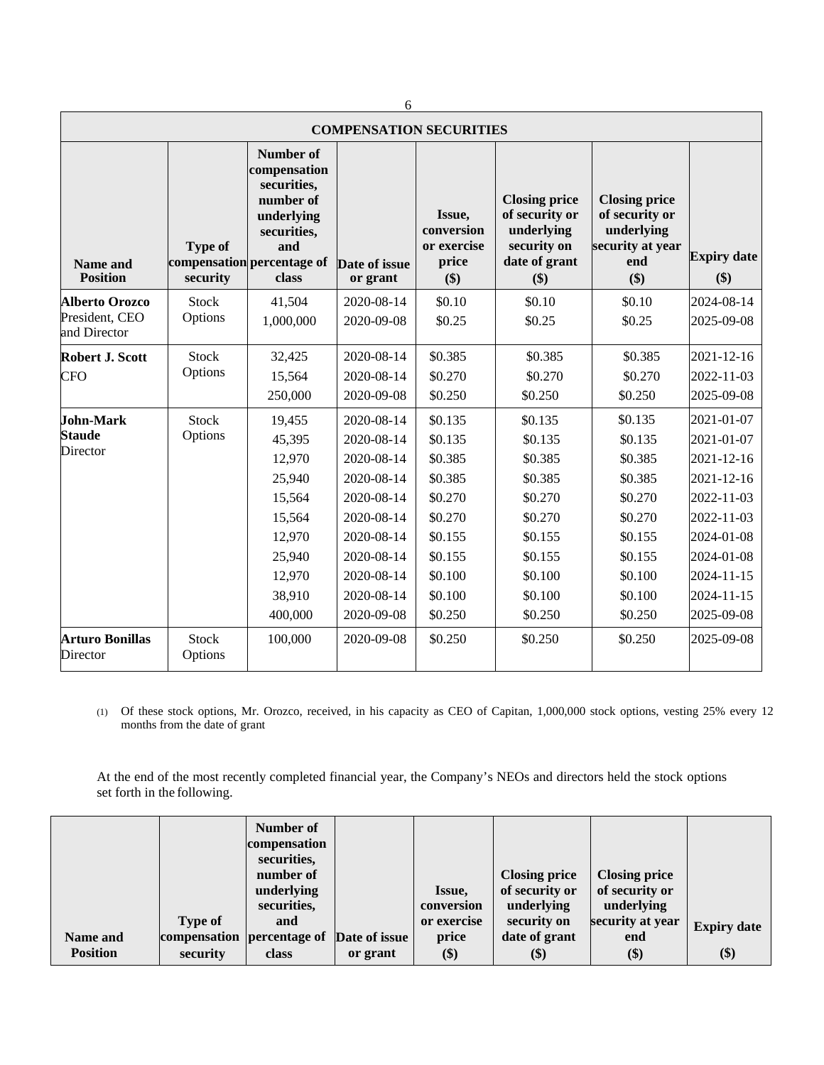| COMPENSATION SECURITIES | | | | | | | |
|---|---|---|---|---|---|---|---|
| **Name and Position** | **Type of compensation security** | **Number of compensation securities, number of underlying securities, and percentage of class** | **Date of issue or grant** | **Issue, conversion or exercise price ($)** | **Closing price of security or underlying security on date of grant ($)** | **Closing price of security or underlying security at year end ($)** | **Expiry date ($)** |
| **Alberto Orozco** President, CEO and Director | Stock Options | 41,504<br>1,000,000 | 2020-08-14<br>2020-09-08 | $0.10<br>$0.25 | $0.10<br>$0.25 | $0.10<br>$0.25 | 2024-08-14<br>2025-09-08 |
| **Robert J. Scott** CFO | Stock Options | 32,425<br>15,564<br>250,000 | 2020-08-14<br>2020-08-14<br>2020-09-08 | $0.385<br>$0.270<br>$0.250 | $0.385<br>$0.270<br>$0.250 | $0.385<br>$0.270<br>$0.250 | 2021-12-16<br>2022-11-03<br>2025-09-08 |
| **John-Mark Staude** Director | Stock Options | 19,455<br>45,395<br>12,970<br>25,940<br>15,564<br>15,564<br>12,970<br>25,940<br>12,970<br>38,910<br>400,000 | 2020-08-14<br>2020-08-14<br>2020-08-14<br>2020-08-14<br>2020-08-14<br>2020-08-14<br>2020-08-14<br>2020-08-14<br>2020-08-14<br>2020-08-14<br>2020-09-08 | $0.135<br>$0.135<br>$0.385<br>$0.385<br>$0.270<br>$0.270<br>$0.155<br>$0.155<br>$0.100<br>$0.100<br>$0.250 | $0.135<br>$0.135<br>$0.385<br>$0.385<br>$0.270<br>$0.270<br>$0.155<br>$0.155<br>$0.100<br>$0.100<br>$0.250 | $0.135<br>$0.135<br>$0.385<br>$0.385<br>$0.270<br>$0.270<br>$0.155<br>$0.155<br>$0.100<br>$0.100<br>$0.250 | 2021-01-07<br>2021-01-07<br>2021-12-16<br>2021-12-16<br>2022-11-03<br>2022-11-03<br>2024-01-08<br>2024-01-08<br>2024-11-15<br>2024-11-15<br>2025-09-08 |
| **Arturo Bonillas** Director | Stock Options | 100,000 | 2020-09-08 | $0.250 | $0.250 | $0.250 | 2025-09-08 |

(1) Of these stock options, Mr. Orozco, received, in his capacity as CEO of Capitan, 1,000,000 stock options, vesting 25% every 12 months from the date of grant

At the end of the most recently completed financial year, the Company's NEOs and directors held the stock options set forth in the following.

| **Name and Position** | **Type of compensation security** | **Number of compensation securities, number of underlying securities, and percentage of class** | **Date of issue or grant** | **Issue, conversion or exercise price ($)** | **Closing price of security or underlying security on date of grant ($)** | **Closing price of security or underlying security at year end ($)** | **Expiry date ($)** |
|---|---|---|---|---|---|---|---|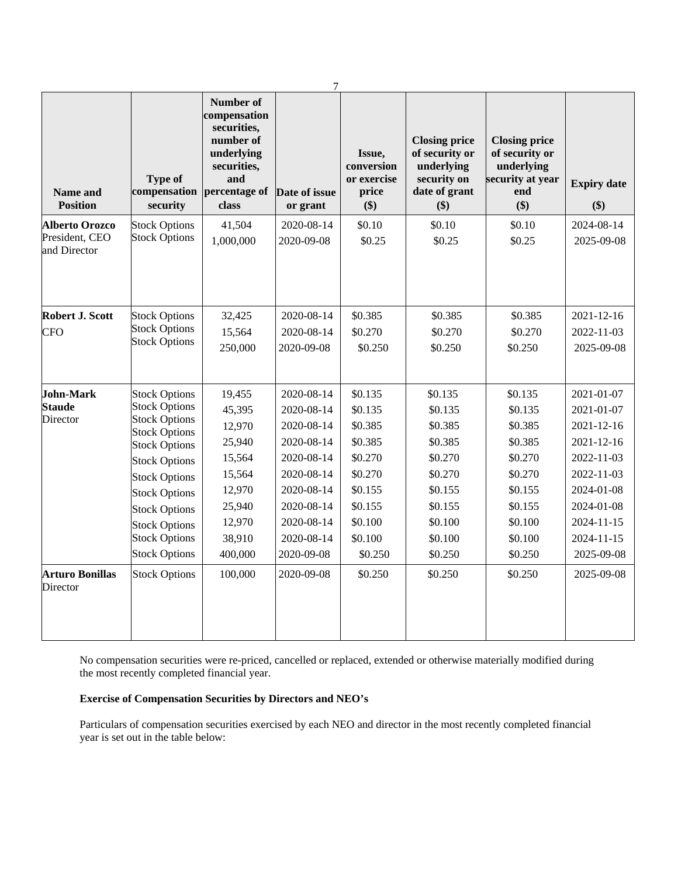| Name and Position | Type of compensation security | Number of compensation securities, number of underlying securities, and percentage of class | Date of issue or grant | Issue, conversion or exercise price ($) | Closing price of security or underlying security on date of grant ($) | Closing price of security or underlying security at year end ($) | Expiry date ($) |
|---|---|---|---|---|---|---|---|
| **Alberto Orozco** President, CEO and Director | Stock Options | 41,504 | 2020-08-14 | $0.10 | $0.10 | $0.10 | 2024-08-14 |
| | Stock Options | 1,000,000 | 2020-09-08 | $0.25 | $0.25 | $0.25 | 2025-09-08 |
| **Robert J. Scott** CFO | Stock Options | 32,425 | 2020-08-14 | $0.385 | $0.385 | $0.385 | 2021-12-16 |
| | Stock Options | 15,564 | 2020-08-14 | $0.270 | $0.270 | $0.270 | 2022-11-03 |
| | Stock Options | 250,000 | 2020-09-08 | $0.250 | $0.250 | $0.250 | 2025-09-08 |
| **John-Mark Staude** Director | Stock Options | 19,455 | 2020-08-14 | $0.135 | $0.135 | $0.135 | 2021-01-07 |
| | Stock Options | 45,395 | 2020-08-14 | $0.135 | $0.135 | $0.135 | 2021-01-07 |
| | Stock Options | 12,970 | 2020-08-14 | $0.385 | $0.385 | $0.385 | 2021-12-16 |
| | Stock Options | 25,940 | 2020-08-14 | $0.385 | $0.385 | $0.385 | 2021-12-16 |
| | Stock Options | 15,564 | 2020-08-14 | $0.270 | $0.270 | $0.270 | 2022-11-03 |
| | Stock Options | 15,564 | 2020-08-14 | $0.270 | $0.270 | $0.270 | 2022-11-03 |
| | Stock Options | 12,970 | 2020-08-14 | $0.155 | $0.155 | $0.155 | 2024-01-08 |
| | Stock Options | 25,940 | 2020-08-14 | $0.155 | $0.155 | $0.155 | 2024-01-08 |
| | Stock Options | 12,970 | 2020-08-14 | $0.100 | $0.100 | $0.100 | 2024-11-15 |
| | Stock Options | 38,910 | 2020-08-14 | $0.100 | $0.100 | $0.100 | 2024-11-15 |
| | Stock Options | 400,000 | 2020-09-08 | $0.250 | $0.250 | $0.250 | 2025-09-08 |
| **Arturo Bonillas** Director | Stock Options | 100,000 | 2020-09-08 | $0.250 | $0.250 | $0.250 | 2025-09-08 |

No compensation securities were re-priced, cancelled or replaced, extended or otherwise materially modified during the most recently completed financial year.

**Exercise of Compensation Securities by Directors and NEO's**

Particulars of compensation securities exercised by each NEO and director in the most recently completed financial year is set out in the table below: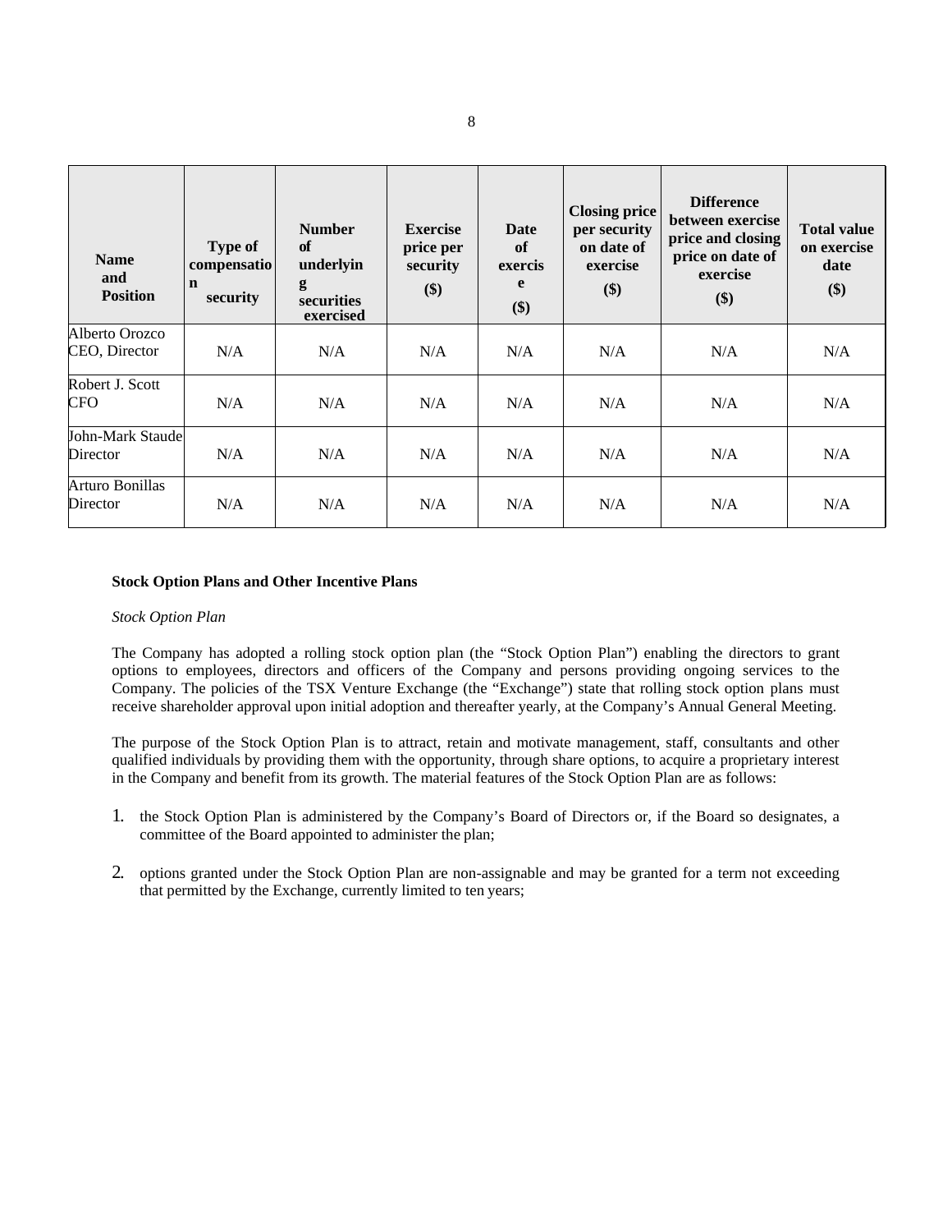| Name and Position | Type of compensation security | Number of underlying securities exercised | Exercise price per security ($) | Date of exercise ($) | Closing price per security on date of exercise ($) | Difference between exercise price and closing price on date of exercise ($) | Total value on exercise date ($) |
|---|---|---|---|---|---|---|---|
| Alberto Orozco CEO, Director | N/A | N/A | N/A | N/A | N/A | N/A | N/A |
| Robert J. Scott CFO | N/A | N/A | N/A | N/A | N/A | N/A | N/A |
| John-Mark Staude Director | N/A | N/A | N/A | N/A | N/A | N/A | N/A |
| Arturo Bonillas Director | N/A | N/A | N/A | N/A | N/A | N/A | N/A |

**Stock Option Plans and Other Incentive Plans**

*Stock Option Plan*

The Company has adopted a rolling stock option plan (the "Stock Option Plan") enabling the directors to grant options to employees, directors and officers of the Company and persons providing ongoing services to the Company. The policies of the TSX Venture Exchange (the "Exchange") state that rolling stock option plans must receive shareholder approval upon initial adoption and thereafter yearly, at the Company's Annual General Meeting.

The purpose of the Stock Option Plan is to attract, retain and motivate management, staff, consultants and other qualified individuals by providing them with the opportunity, through share options, to acquire a proprietary interest in the Company and benefit from its growth. The material features of the Stock Option Plan are as follows:

1. the Stock Option Plan is administered by the Company's Board of Directors or, if the Board so designates, a committee of the Board appointed to administer the plan;

2. options granted under the Stock Option Plan are non-assignable and may be granted for a term not exceeding that permitted by the Exchange, currently limited to ten years;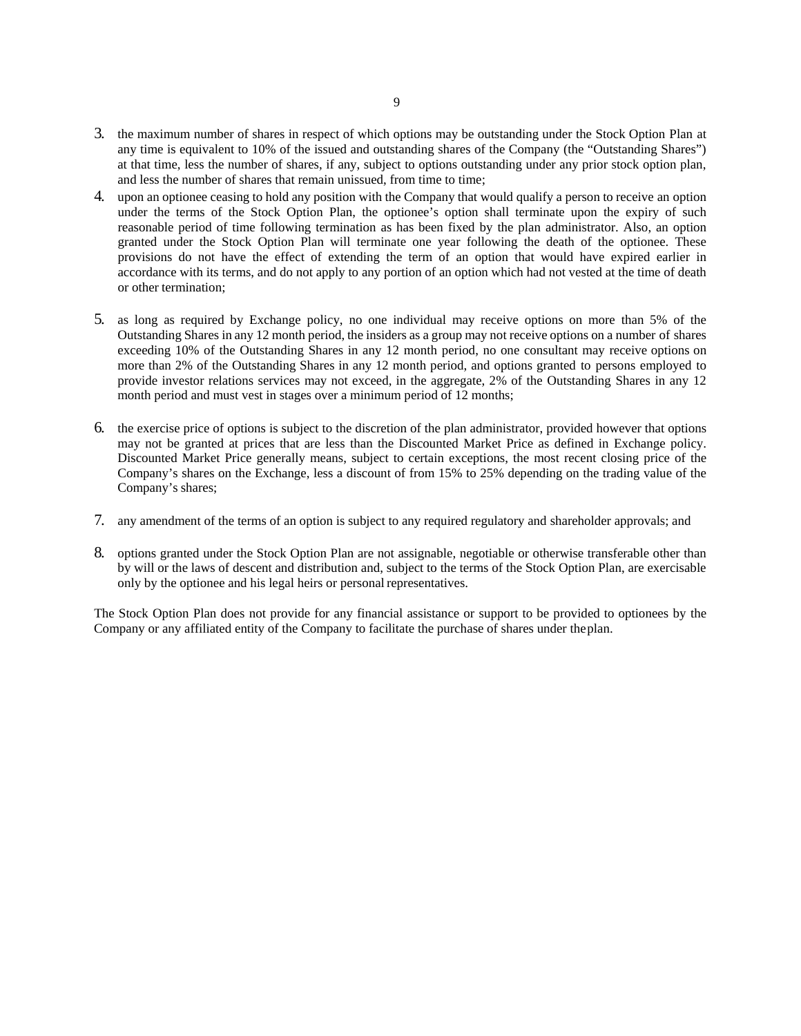3. the maximum number of shares in respect of which options may be outstanding under the Stock Option Plan at any time is equivalent to 10% of the issued and outstanding shares of the Company (the "Outstanding Shares") at that time, less the number of shares, if any, subject to options outstanding under any prior stock option plan, and less the number of shares that remain unissued, from time to time;
4. upon an optionee ceasing to hold any position with the Company that would qualify a person to receive an option under the terms of the Stock Option Plan, the optionee's option shall terminate upon the expiry of such reasonable period of time following termination as has been fixed by the plan administrator. Also, an option granted under the Stock Option Plan will terminate one year following the death of the optionee. These provisions do not have the effect of extending the term of an option that would have expired earlier in accordance with its terms, and do not apply to any portion of an option which had not vested at the time of death or other termination;
5. as long as required by Exchange policy, no one individual may receive options on more than 5% of the Outstanding Shares in any 12 month period, the insiders as a group may not receive options on a number of shares exceeding 10% of the Outstanding Shares in any 12 month period, no one consultant may receive options on more than 2% of the Outstanding Shares in any 12 month period, and options granted to persons employed to provide investor relations services may not exceed, in the aggregate, 2% of the Outstanding Shares in any 12 month period and must vest in stages over a minimum period of 12 months;
6. the exercise price of options is subject to the discretion of the plan administrator, provided however that options may not be granted at prices that are less than the Discounted Market Price as defined in Exchange policy. Discounted Market Price generally means, subject to certain exceptions, the most recent closing price of the Company's shares on the Exchange, less a discount of from 15% to 25% depending on the trading value of the Company's shares;
7. any amendment of the terms of an option is subject to any required regulatory and shareholder approvals; and
8. options granted under the Stock Option Plan are not assignable, negotiable or otherwise transferable other than by will or the laws of descent and distribution and, subject to the terms of the Stock Option Plan, are exercisable only by the optionee and his legal heirs or personal representatives.

The Stock Option Plan does not provide for any financial assistance or support to be provided to optionees by the Company or any affiliated entity of the Company to facilitate the purchase of shares under the plan.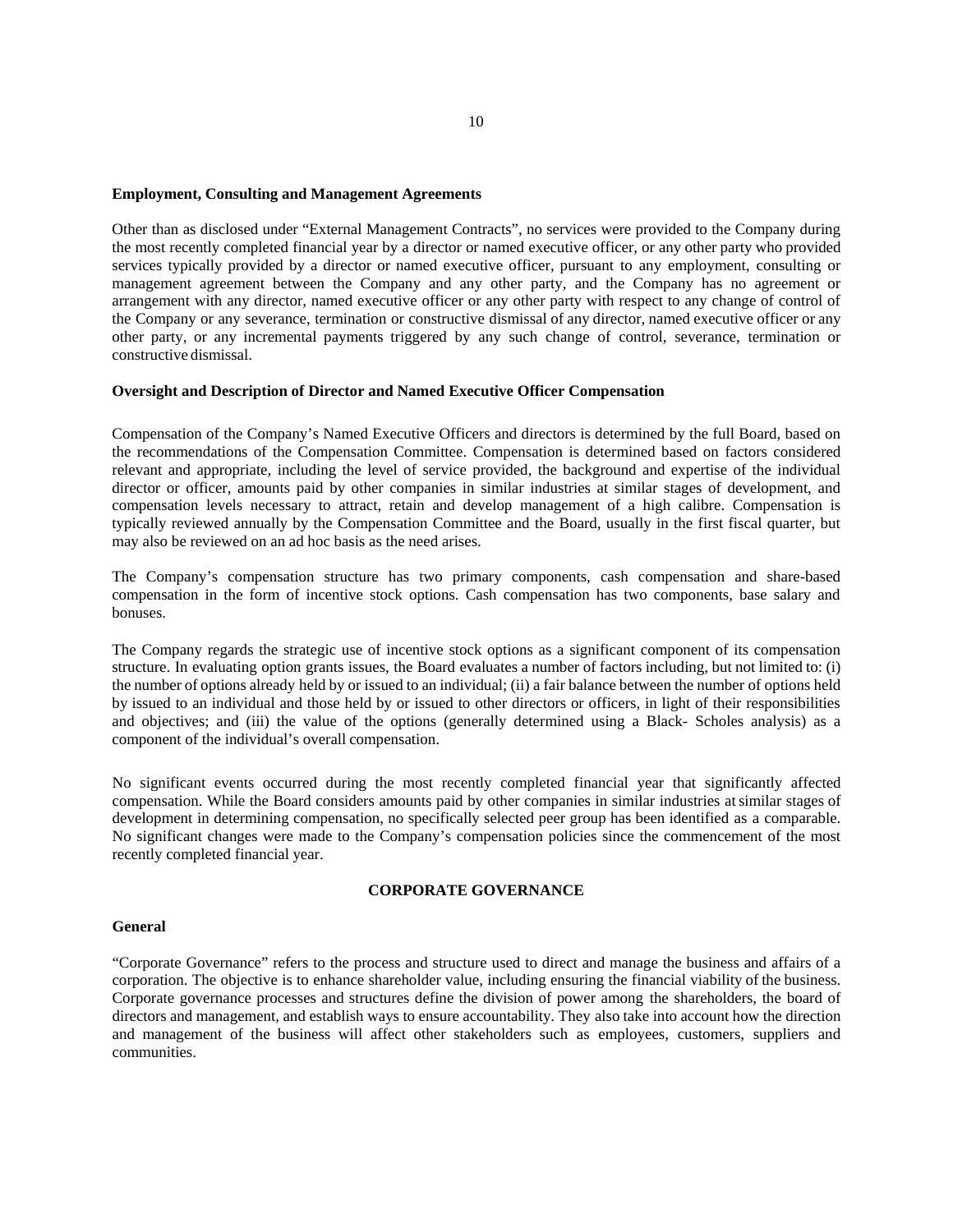**Employment, Consulting and Management Agreements**

Other than as disclosed under "External Management Contracts", no services were provided to the Company during the most recently completed financial year by a director or named executive officer, or any other party who provided services typically provided by a director or named executive officer, pursuant to any employment, consulting or management agreement between the Company and any other party, and the Company has no agreement or arrangement with any director, named executive officer or any other party with respect to any change of control of the Company or any severance, termination or constructive dismissal of any director, named executive officer or any other party, or any incremental payments triggered by any such change of control, severance, termination or constructive dismissal.

**Oversight and Description of Director and Named Executive Officer Compensation**

Compensation of the Company's Named Executive Officers and directors is determined by the full Board, based on the recommendations of the Compensation Committee. Compensation is determined based on factors considered relevant and appropriate, including the level of service provided, the background and expertise of the individual director or officer, amounts paid by other companies in similar industries at similar stages of development, and compensation levels necessary to attract, retain and develop management of a high calibre. Compensation is typically reviewed annually by the Compensation Committee and the Board, usually in the first fiscal quarter, but may also be reviewed on an ad hoc basis as the need arises.

The Company's compensation structure has two primary components, cash compensation and share-based compensation in the form of incentive stock options. Cash compensation has two components, base salary and bonuses.

The Company regards the strategic use of incentive stock options as a significant component of its compensation structure. In evaluating option grants issues, the Board evaluates a number of factors including, but not limited to: (i) the number of options already held by or issued to an individual; (ii) a fair balance between the number of options held by issued to an individual and those held by or issued to other directors or officers, in light of their responsibilities and objectives; and (iii) the value of the options (generally determined using a Black- Scholes analysis) as a component of the individual's overall compensation.

No significant events occurred during the most recently completed financial year that significantly affected compensation. While the Board considers amounts paid by other companies in similar industries at similar stages of development in determining compensation, no specifically selected peer group has been identified as a comparable. No significant changes were made to the Company's compensation policies since the commencement of the most recently completed financial year.

## CORPORATE GOVERNANCE

**General**

"Corporate Governance" refers to the process and structure used to direct and manage the business and affairs of a corporation. The objective is to enhance shareholder value, including ensuring the financial viability of the business. Corporate governance processes and structures define the division of power among the shareholders, the board of directors and management, and establish ways to ensure accountability. They also take into account how the direction and management of the business will affect other stakeholders such as employees, customers, suppliers and communities.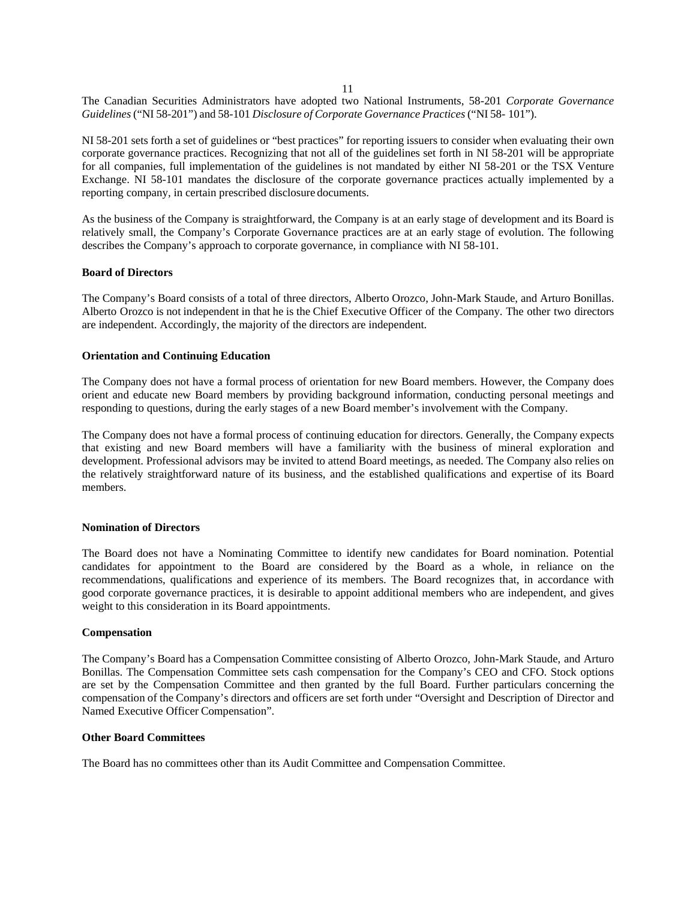The Canadian Securities Administrators have adopted two National Instruments, 58-201 *Corporate Governance Guidelines* ("NI 58-201") and 58-101 *Disclosure of Corporate Governance Practices* ("NI 58- 101").

NI 58-201 sets forth a set of guidelines or "best practices" for reporting issuers to consider when evaluating their own corporate governance practices. Recognizing that not all of the guidelines set forth in NI 58-201 will be appropriate for all companies, full implementation of the guidelines is not mandated by either NI 58-201 or the TSX Venture Exchange. NI 58-101 mandates the disclosure of the corporate governance practices actually implemented by a reporting company, in certain prescribed disclosure documents.

As the business of the Company is straightforward, the Company is at an early stage of development and its Board is relatively small, the Company's Corporate Governance practices are at an early stage of evolution. The following describes the Company's approach to corporate governance, in compliance with NI 58-101.

**Board of Directors**

The Company's Board consists of a total of three directors, Alberto Orozco, John-Mark Staude, and Arturo Bonillas. Alberto Orozco is not independent in that he is the Chief Executive Officer of the Company. The other two directors are independent. Accordingly, the majority of the directors are independent.

**Orientation and Continuing Education**

The Company does not have a formal process of orientation for new Board members. However, the Company does orient and educate new Board members by providing background information, conducting personal meetings and responding to questions, during the early stages of a new Board member's involvement with the Company.

The Company does not have a formal process of continuing education for directors. Generally, the Company expects that existing and new Board members will have a familiarity with the business of mineral exploration and development. Professional advisors may be invited to attend Board meetings, as needed. The Company also relies on the relatively straightforward nature of its business, and the established qualifications and expertise of its Board members.

**Nomination of Directors**

The Board does not have a Nominating Committee to identify new candidates for Board nomination. Potential candidates for appointment to the Board are considered by the Board as a whole, in reliance on the recommendations, qualifications and experience of its members. The Board recognizes that, in accordance with good corporate governance practices, it is desirable to appoint additional members who are independent, and gives weight to this consideration in its Board appointments.

**Compensation**

The Company's Board has a Compensation Committee consisting of Alberto Orozco, John-Mark Staude, and Arturo Bonillas. The Compensation Committee sets cash compensation for the Company's CEO and CFO. Stock options are set by the Compensation Committee and then granted by the full Board. Further particulars concerning the compensation of the Company's directors and officers are set forth under "Oversight and Description of Director and Named Executive Officer Compensation".

**Other Board Committees**

The Board has no committees other than its Audit Committee and Compensation Committee.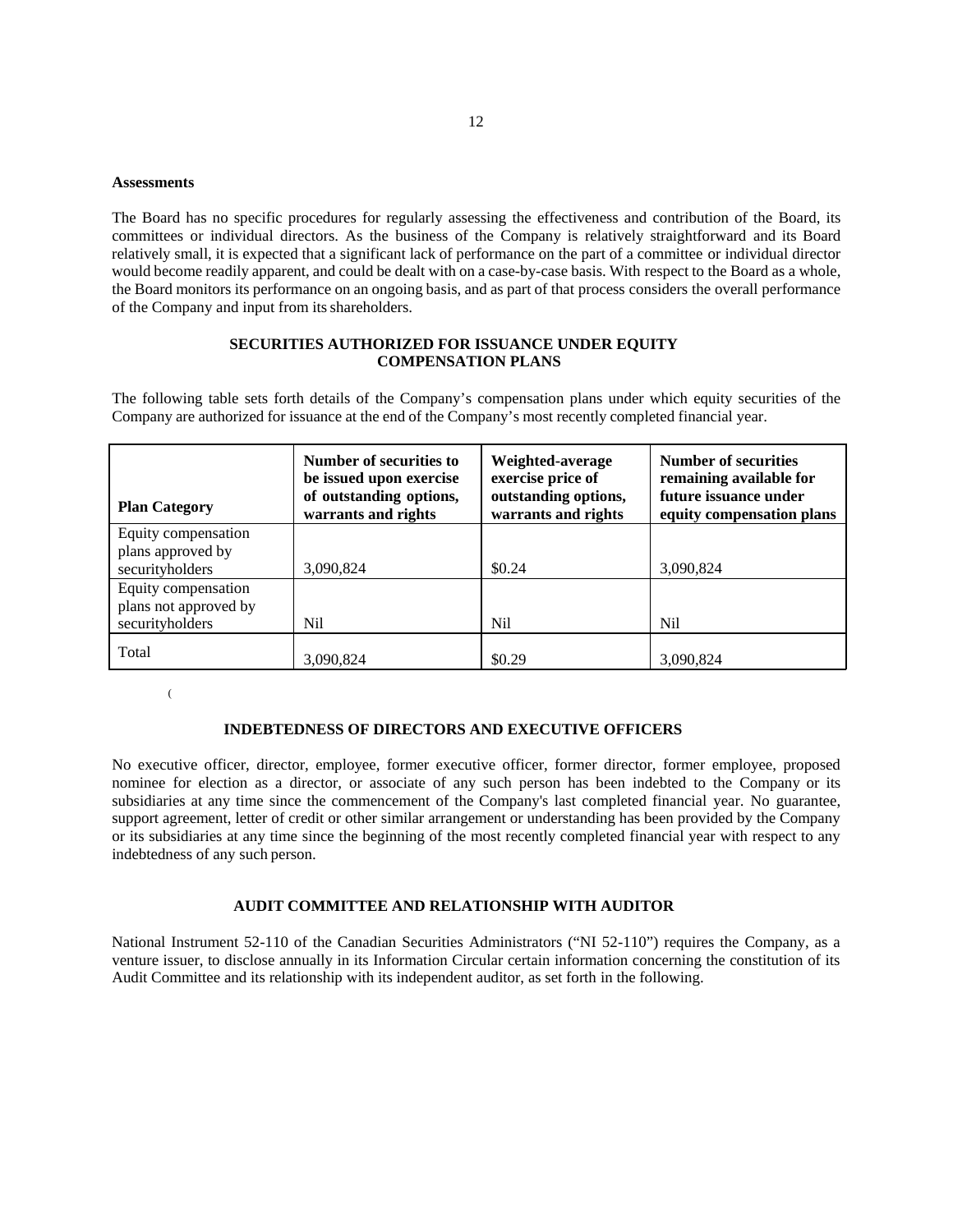**Assessments**

The Board has no specific procedures for regularly assessing the effectiveness and contribution of the Board, its committees or individual directors. As the business of the Company is relatively straightforward and its Board relatively small, it is expected that a significant lack of performance on the part of a committee or individual director would become readily apparent, and could be dealt with on a case-by-case basis. With respect to the Board as a whole, the Board monitors its performance on an ongoing basis, and as part of that process considers the overall performance of the Company and input from its shareholders.

## SECURITIES AUTHORIZED FOR ISSUANCE UNDER EQUITY COMPENSATION PLANS

The following table sets forth details of the Company's compensation plans under which equity securities of the Company are authorized for issuance at the end of the Company's most recently completed financial year.

| Plan Category | Number of securities to be issued upon exercise of outstanding options, warrants and rights | Weighted-average exercise price of outstanding options, warrants and rights | Number of securities remaining available for future issuance under equity compensation plans |
|---|---|---|---|
| Equity compensation plans approved by securityholders | 3,090,824 | $0.24 | 3,090,824 |
| Equity compensation plans not approved by securityholders | Nil | Nil | Nil |
| Total | 3,090,824 | $0.29 | 3,090,824 |

(

## INDEBTEDNESS OF DIRECTORS AND EXECUTIVE OFFICERS

No executive officer, director, employee, former executive officer, former director, former employee, proposed nominee for election as a director, or associate of any such person has been indebted to the Company or its subsidiaries at any time since the commencement of the Company's last completed financial year. No guarantee, support agreement, letter of credit or other similar arrangement or understanding has been provided by the Company or its subsidiaries at any time since the beginning of the most recently completed financial year with respect to any indebtedness of any such person.

## AUDIT COMMITTEE AND RELATIONSHIP WITH AUDITOR

National Instrument 52-110 of the Canadian Securities Administrators ("NI 52-110") requires the Company, as a venture issuer, to disclose annually in its Information Circular certain information concerning the constitution of its Audit Committee and its relationship with its independent auditor, as set forth in the following.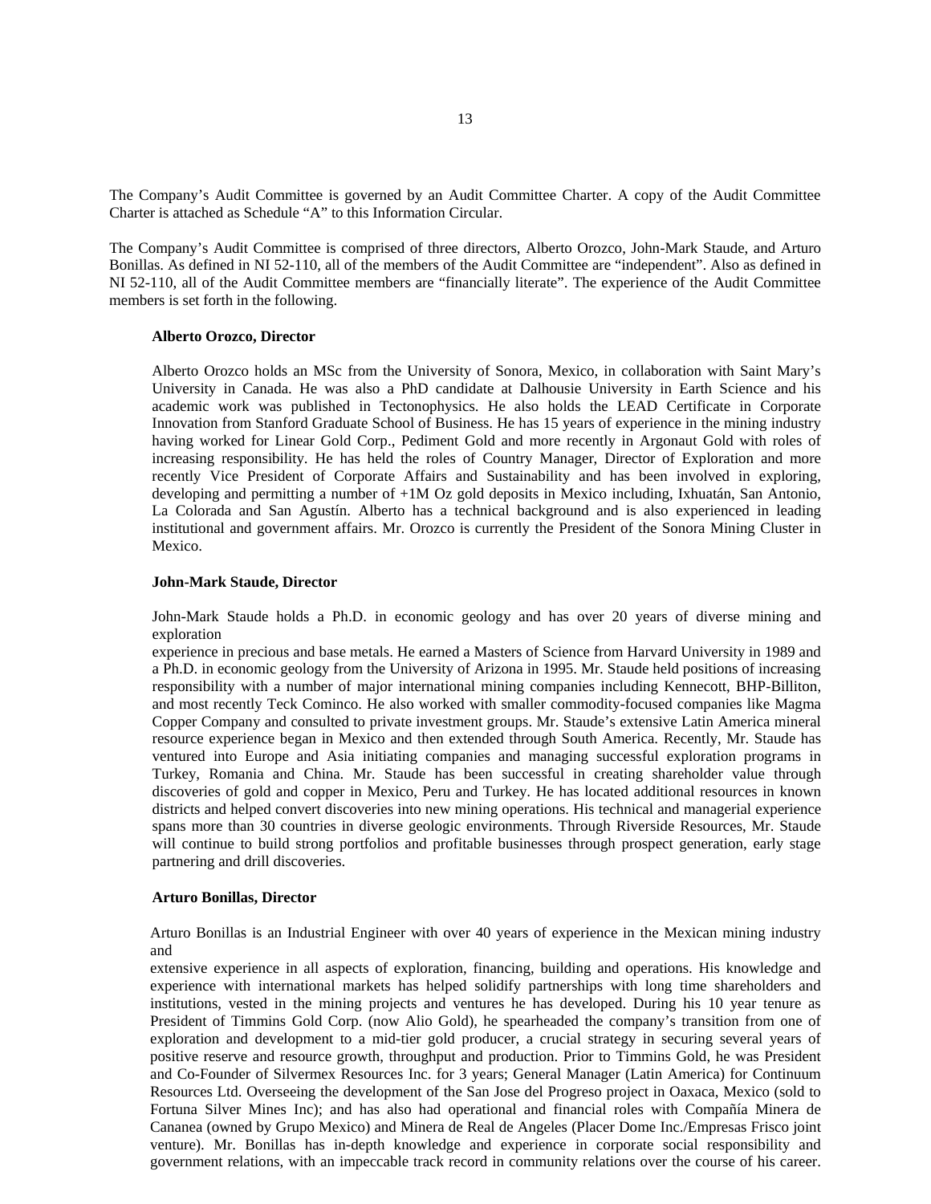The Company's Audit Committee is governed by an Audit Committee Charter. A copy of the Audit Committee Charter is attached as Schedule "A" to this Information Circular.

The Company's Audit Committee is comprised of three directors, Alberto Orozco, John-Mark Staude, and Arturo Bonillas. As defined in NI 52-110, all of the members of the Audit Committee are "independent". Also as defined in NI 52-110, all of the Audit Committee members are "financially literate". The experience of the Audit Committee members is set forth in the following.

**Alberto Orozco, Director**

Alberto Orozco holds an MSc from the University of Sonora, Mexico, in collaboration with Saint Mary's University in Canada. He was also a PhD candidate at Dalhousie University in Earth Science and his academic work was published in Tectonophysics. He also holds the LEAD Certificate in Corporate Innovation from Stanford Graduate School of Business. He has 15 years of experience in the mining industry having worked for Linear Gold Corp., Pediment Gold and more recently in Argonaut Gold with roles of increasing responsibility. He has held the roles of Country Manager, Director of Exploration and more recently Vice President of Corporate Affairs and Sustainability and has been involved in exploring, developing and permitting a number of +1M Oz gold deposits in Mexico including, Ixhuatán, San Antonio, La Colorada and San Agustín. Alberto has a technical background and is also experienced in leading institutional and government affairs. Mr. Orozco is currently the President of the Sonora Mining Cluster in Mexico.

**John-Mark Staude, Director**

John-Mark Staude holds a Ph.D. in economic geology and has over 20 years of diverse mining and exploration experience in precious and base metals. He earned a Masters of Science from Harvard University in 1989 and a Ph.D. in economic geology from the University of Arizona in 1995. Mr. Staude held positions of increasing responsibility with a number of major international mining companies including Kennecott, BHP-Billiton, and most recently Teck Cominco. He also worked with smaller commodity-focused companies like Magma Copper Company and consulted to private investment groups. Mr. Staude's extensive Latin America mineral resource experience began in Mexico and then extended through South America. Recently, Mr. Staude has ventured into Europe and Asia initiating companies and managing successful exploration programs in Turkey, Romania and China. Mr. Staude has been successful in creating shareholder value through discoveries of gold and copper in Mexico, Peru and Turkey. He has located additional resources in known districts and helped convert discoveries into new mining operations. His technical and managerial experience spans more than 30 countries in diverse geologic environments. Through Riverside Resources, Mr. Staude will continue to build strong portfolios and profitable businesses through prospect generation, early stage partnering and drill discoveries.

**Arturo Bonillas, Director**

Arturo Bonillas is an Industrial Engineer with over 40 years of experience in the Mexican mining industry and extensive experience in all aspects of exploration, financing, building and operations. His knowledge and experience with international markets has helped solidify partnerships with long time shareholders and institutions, vested in the mining projects and ventures he has developed. During his 10 year tenure as President of Timmins Gold Corp. (now Alio Gold), he spearheaded the company's transition from one of exploration and development to a mid-tier gold producer, a crucial strategy in securing several years of positive reserve and resource growth, throughput and production. Prior to Timmins Gold, he was President and Co-Founder of Silvermex Resources Inc. for 3 years; General Manager (Latin America) for Continuum Resources Ltd. Overseeing the development of the San Jose del Progreso project in Oaxaca, Mexico (sold to Fortuna Silver Mines Inc) and has also had operational and financial roles with Compañía Minera de Cananea (owned by Grupo Mexico) and Minera de Real de Angeles (Placer Dome Inc./Empresas Frisco joint venture). Mr. Bonillas has in-depth knowledge and experience in corporate social responsibility and government relations, with an impeccable track record in community relations over the course of his career.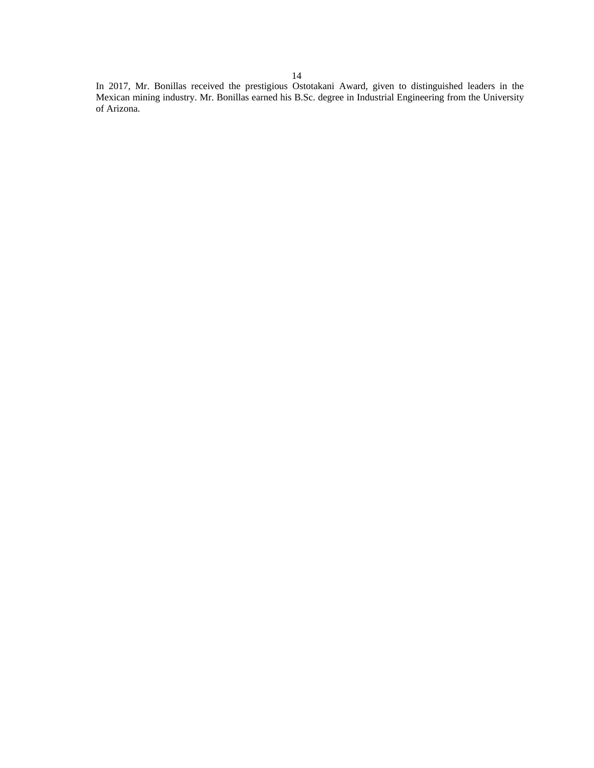In 2017, Mr. Bonillas received the prestigious Ostotakani Award, given to distinguished leaders in the Mexican mining industry. Mr. Bonillas earned his B.Sc. degree in Industrial Engineering from the University of Arizona.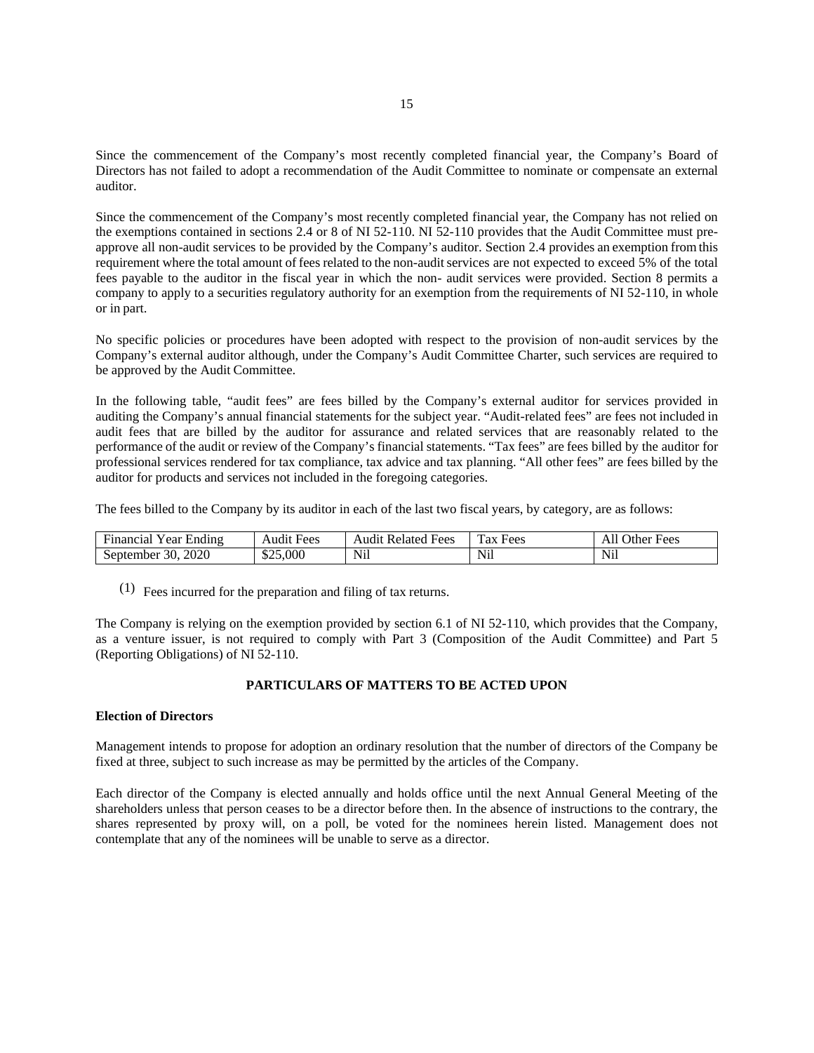Since the commencement of the Company's most recently completed financial year, the Company's Board of Directors has not failed to adopt a recommendation of the Audit Committee to nominate or compensate an external auditor.

Since the commencement of the Company's most recently completed financial year, the Company has not relied on the exemptions contained in sections 2.4 or 8 of NI 52-110. NI 52-110 provides that the Audit Committee must pre-approve all non-audit services to be provided by the Company's auditor. Section 2.4 provides an exemption from this requirement where the total amount of fees related to the non-audit services are not expected to exceed 5% of the total fees payable to the auditor in the fiscal year in which the non- audit services were provided. Section 8 permits a company to apply to a securities regulatory authority for an exemption from the requirements of NI 52-110, in whole or in part.

No specific policies or procedures have been adopted with respect to the provision of non-audit services by the Company's external auditor although, under the Company's Audit Committee Charter, such services are required to be approved by the Audit Committee.

In the following table, "audit fees" are fees billed by the Company's external auditor for services provided in auditing the Company's annual financial statements for the subject year. "Audit-related fees" are fees not included in audit fees that are billed by the auditor for assurance and related services that are reasonably related to the performance of the audit or review of the Company's financial statements. "Tax fees" are fees billed by the auditor for professional services rendered for tax compliance, tax advice and tax planning. "All other fees" are fees billed by the auditor for products and services not included in the foregoing categories.

The fees billed to the Company by its auditor in each of the last two fiscal years, by category, are as follows:

| Financial Year Ending | Audit Fees | Audit Related Fees | Tax Fees | All Other Fees |
| --- | --- | --- | --- | --- |
| September 30, 2020 | $25,000 | Nil | Nil | Nil |

(1) Fees incurred for the preparation and filing of tax returns.

The Company is relying on the exemption provided by section 6.1 of NI 52-110, which provides that the Company, as a venture issuer, is not required to comply with Part 3 (Composition of the Audit Committee) and Part 5 (Reporting Obligations) of NI 52-110.

## PARTICULARS OF MATTERS TO BE ACTED UPON

**Election of Directors**

Management intends to propose for adoption an ordinary resolution that the number of directors of the Company be fixed at three, subject to such increase as may be permitted by the articles of the Company.

Each director of the Company is elected annually and holds office until the next Annual General Meeting of the shareholders unless that person ceases to be a director before then. In the absence of instructions to the contrary, the shares represented by proxy will, on a poll, be voted for the nominees herein listed. Management does not contemplate that any of the nominees will be unable to serve as a director.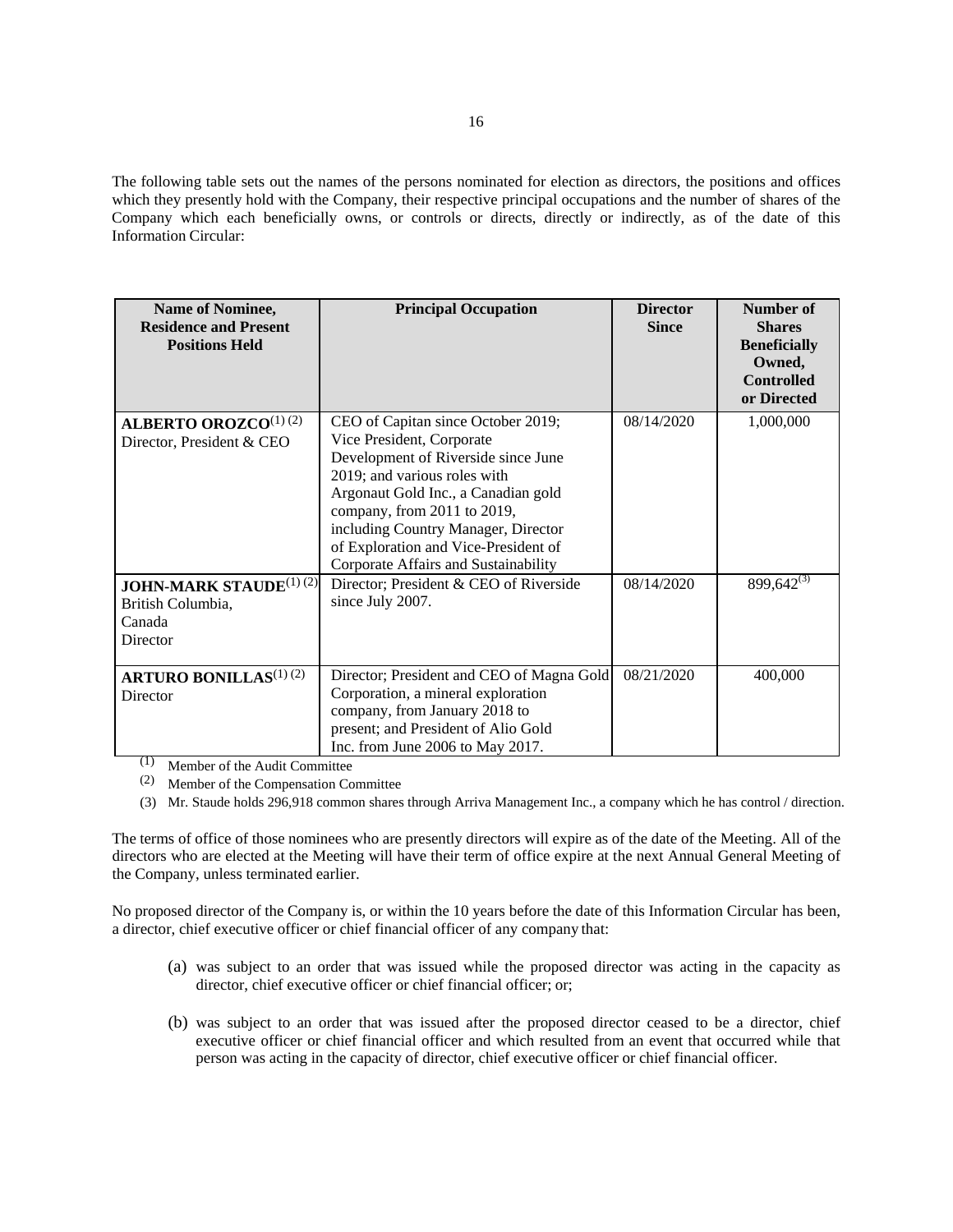The following table sets out the names of the persons nominated for election as directors, the positions and offices which they presently hold with the Company, their respective principal occupations and the number of shares of the Company which each beneficially owns, or controls or directs, directly or indirectly, as of the date of this Information Circular:

| Name of Nominee, Residence and Present Positions Held | Principal Occupation | Director Since | Number of Shares Beneficially Owned, Controlled or Directed |
|---|---|---|---|
| **ALBERTO OROZCO**[(1) (2)]<br>Director, President & CEO | CEO of Capitan since October 2019; Vice President, Corporate Development of Riverside since June 2019; and various roles with Argonaut Gold Inc., a Canadian gold company, from 2011 to 2019, including Country Manager, Director of Exploration and Vice-President of Corporate Affairs and Sustainability | 08/14/2020 | 1,000,000 |
| **JOHN-MARK STAUDE**[(1) (2)]<br>British Columbia, Canada<br>Director | Director; President & CEO of Riverside since July 2007. | 08/14/2020 | 899,642[(3)] |
| **ARTURO BONILLAS**[(1) (2)]<br>Director | Director; President and CEO of Magna Gold Corporation, a mineral exploration company, from January 2018 to present; and President of Alio Gold Inc. from June 2006 to May 2017. | 08/21/2020 | 400,000 |

(1) Member of the Audit Committee

(2) Member of the Compensation Committee

(3) Mr. Staude holds 296,918 common shares through Arriva Management Inc., a company which he has control / direction.

The terms of office of those nominees who are presently directors will expire as of the date of the Meeting. All of the directors who are elected at the Meeting will have their term of office expire at the next Annual General Meeting of the Company, unless terminated earlier.

No proposed director of the Company is, or within the 10 years before the date of this Information Circular has been, a director, chief executive officer or chief financial officer of any company that:

(a) was subject to an order that was issued while the proposed director was acting in the capacity as director, chief executive officer or chief financial officer; or;

(b) was subject to an order that was issued after the proposed director ceased to be a director, chief executive officer or chief financial officer and which resulted from an event that occurred while that person was acting in the capacity of director, chief executive officer or chief financial officer.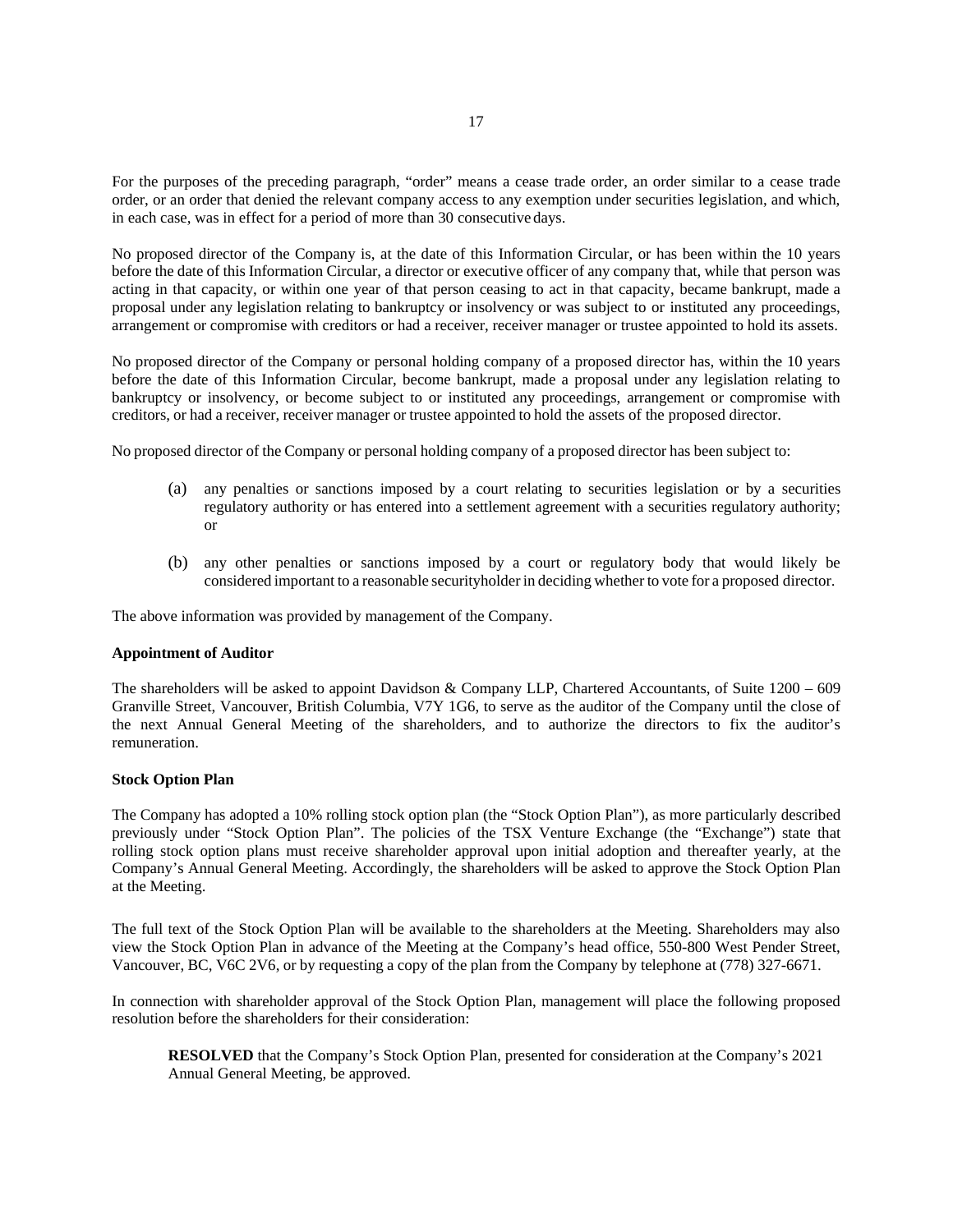For the purposes of the preceding paragraph, "order" means a cease trade order, an order similar to a cease trade order, or an order that denied the relevant company access to any exemption under securities legislation, and which, in each case, was in effect for a period of more than 30 consecutive days.

No proposed director of the Company is, at the date of this Information Circular, or has been within the 10 years before the date of this Information Circular, a director or executive officer of any company that, while that person was acting in that capacity, or within one year of that person ceasing to act in that capacity, became bankrupt, made a proposal under any legislation relating to bankruptcy or insolvency or was subject to or instituted any proceedings, arrangement or compromise with creditors or had a receiver, receiver manager or trustee appointed to hold its assets.

No proposed director of the Company or personal holding company of a proposed director has, within the 10 years before the date of this Information Circular, become bankrupt, made a proposal under any legislation relating to bankruptcy or insolvency, or become subject to or instituted any proceedings, arrangement or compromise with creditors, or had a receiver, receiver manager or trustee appointed to hold the assets of the proposed director.

No proposed director of the Company or personal holding company of a proposed director has been subject to:

(a) any penalties or sanctions imposed by a court relating to securities legislation or by a securities regulatory authority or has entered into a settlement agreement with a securities regulatory authority; or

(b) any other penalties or sanctions imposed by a court or regulatory body that would likely be considered important to a reasonable securityholder in deciding whether to vote for a proposed director.

The above information was provided by management of the Company.

**Appointment of Auditor**

The shareholders will be asked to appoint Davidson & Company LLP, Chartered Accountants, of Suite 1200 – 609 Granville Street, Vancouver, British Columbia, V7Y 1G6, to serve as the auditor of the Company until the close of the next Annual General Meeting of the shareholders, and to authorize the directors to fix the auditor's remuneration.

**Stock Option Plan**

The Company has adopted a 10% rolling stock option plan (the "Stock Option Plan"), as more particularly described previously under "Stock Option Plan". The policies of the TSX Venture Exchange (the "Exchange") state that rolling stock option plans must receive shareholder approval upon initial adoption and thereafter yearly, at the Company's Annual General Meeting. Accordingly, the shareholders will be asked to approve the Stock Option Plan at the Meeting.

The full text of the Stock Option Plan will be available to the shareholders at the Meeting. Shareholders may also view the Stock Option Plan in advance of the Meeting at the Company's head office, 550-800 West Pender Street, Vancouver, BC, V6C 2V6, or by requesting a copy of the plan from the Company by telephone at (778) 327-6671.

In connection with shareholder approval of the Stock Option Plan, management will place the following proposed resolution before the shareholders for their consideration:

> **RESOLVED** that the Company's Stock Option Plan, presented for consideration at the Company's 2021 Annual General Meeting, be approved.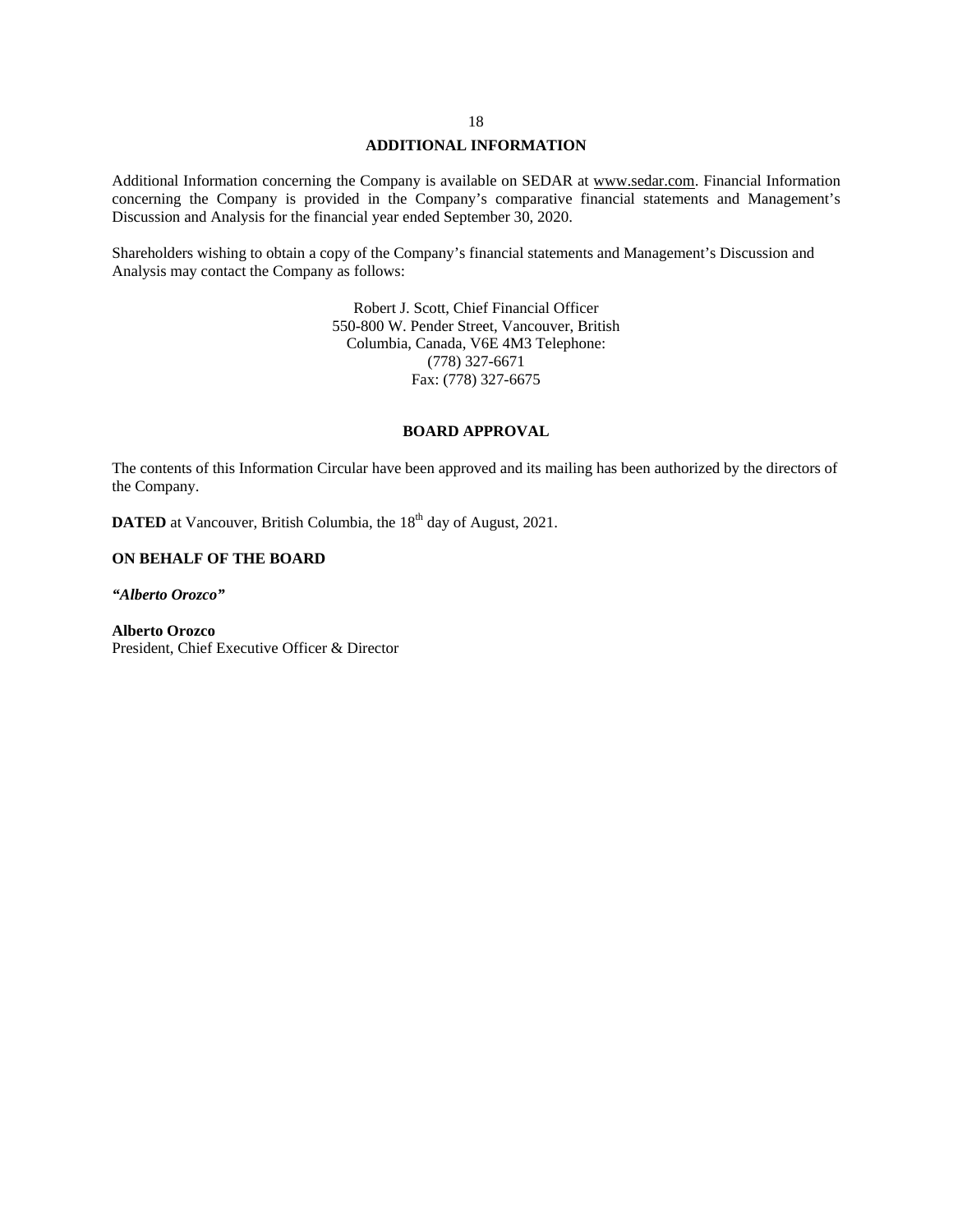## ADDITIONAL INFORMATION

Additional Information concerning the Company is available on SEDAR at www.sedar.com. Financial Information concerning the Company is provided in the Company's comparative financial statements and Management's Discussion and Analysis for the financial year ended September 30, 2020.

Shareholders wishing to obtain a copy of the Company's financial statements and Management's Discussion and Analysis may contact the Company as follows:

Robert J. Scott, Chief Financial Officer
550-800 W. Pender Street, Vancouver, British Columbia, Canada, V6E 4M3 Telephone: (778) 327-6671
Fax: (778) 327-6675

## BOARD APPROVAL

The contents of this Information Circular have been approved and its mailing has been authorized by the directors of the Company.

**DATED** at Vancouver, British Columbia, the 18th day of August, 2021.

**ON BEHALF OF THE BOARD**

***"Alberto Orozco"***

**Alberto Orozco**
President, Chief Executive Officer & Director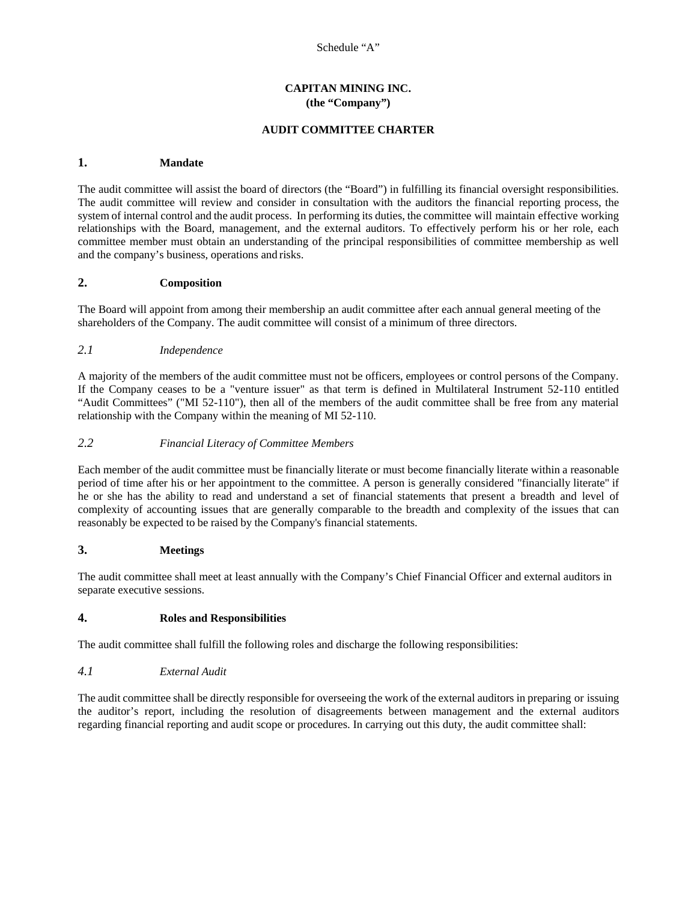Schedule "A"

**CAPITAN MINING INC.**
**(the "Company")**

**AUDIT COMMITTEE CHARTER**

## 1. Mandate

The audit committee will assist the board of directors (the "Board") in fulfilling its financial oversight responsibilities. The audit committee will review and consider in consultation with the auditors the financial reporting process, the system of internal control and the audit process. In performing its duties, the committee will maintain effective working relationships with the Board, management, and the external auditors. To effectively perform his or her role, each committee member must obtain an understanding of the principal responsibilities of committee membership as well and the company's business, operations and risks.

## 2. Composition

The Board will appoint from among their membership an audit committee after each annual general meeting of the shareholders of the Company. The audit committee will consist of a minimum of three directors.

### *2.1 Independence*

A majority of the members of the audit committee must not be officers, employees or control persons of the Company. If the Company ceases to be a "venture issuer" as that term is defined in Multilateral Instrument 52-110 entitled "Audit Committees" ("MI 52-110"), then all of the members of the audit committee shall be free from any material relationship with the Company within the meaning of MI 52-110.

### *2.2 Financial Literacy of Committee Members*

Each member of the audit committee must be financially literate or must become financially literate within a reasonable period of time after his or her appointment to the committee. A person is generally considered "financially literate" if he or she has the ability to read and understand a set of financial statements that present a breadth and level of complexity of accounting issues that are generally comparable to the breadth and complexity of the issues that can reasonably be expected to be raised by the Company's financial statements.

## 3. Meetings

The audit committee shall meet at least annually with the Company's Chief Financial Officer and external auditors in separate executive sessions.

## 4. Roles and Responsibilities

The audit committee shall fulfill the following roles and discharge the following responsibilities:

### *4.1 External Audit*

The audit committee shall be directly responsible for overseeing the work of the external auditors in preparing or issuing the auditor's report, including the resolution of disagreements between management and the external auditors regarding financial reporting and audit scope or procedures. In carrying out this duty, the audit committee shall: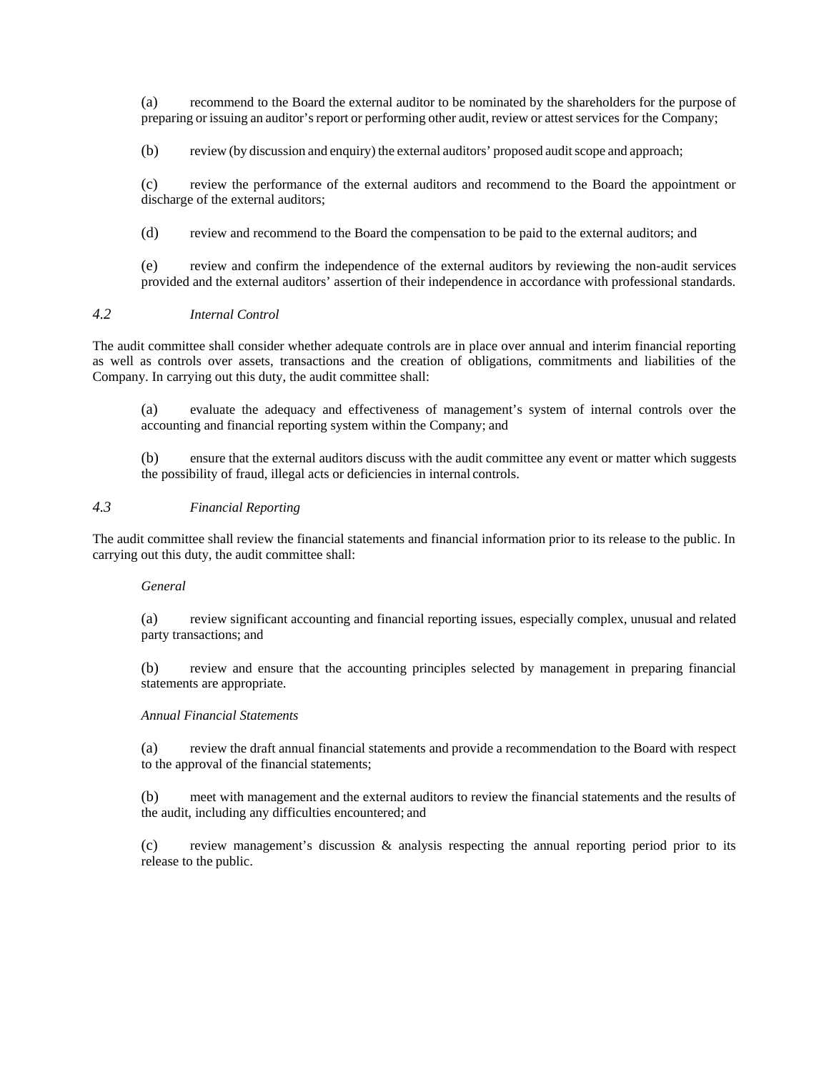(a) recommend to the Board the external auditor to be nominated by the shareholders for the purpose of preparing or issuing an auditor's report or performing other audit, review or attest services for the Company;

(b) review (by discussion and enquiry) the external auditors' proposed audit scope and approach;

(c) review the performance of the external auditors and recommend to the Board the appointment or discharge of the external auditors;

(d) review and recommend to the Board the compensation to be paid to the external auditors; and

(e) review and confirm the independence of the external auditors by reviewing the non-audit services provided and the external auditors' assertion of their independence in accordance with professional standards.

### *4.2 Internal Control*

The audit committee shall consider whether adequate controls are in place over annual and interim financial reporting as well as controls over assets, transactions and the creation of obligations, commitments and liabilities of the Company. In carrying out this duty, the audit committee shall:

(a) evaluate the adequacy and effectiveness of management's system of internal controls over the accounting and financial reporting system within the Company; and

(b) ensure that the external auditors discuss with the audit committee any event or matter which suggests the possibility of fraud, illegal acts or deficiencies in internal controls.

### *4.3 Financial Reporting*

The audit committee shall review the financial statements and financial information prior to its release to the public. In carrying out this duty, the audit committee shall:

*General*

(a) review significant accounting and financial reporting issues, especially complex, unusual and related party transactions; and

(b) review and ensure that the accounting principles selected by management in preparing financial statements are appropriate.

*Annual Financial Statements*

(a) review the draft annual financial statements and provide a recommendation to the Board with respect to the approval of the financial statements;

(b) meet with management and the external auditors to review the financial statements and the results of the audit, including any difficulties encountered; and

(c) review management's discussion & analysis respecting the annual reporting period prior to its release to the public.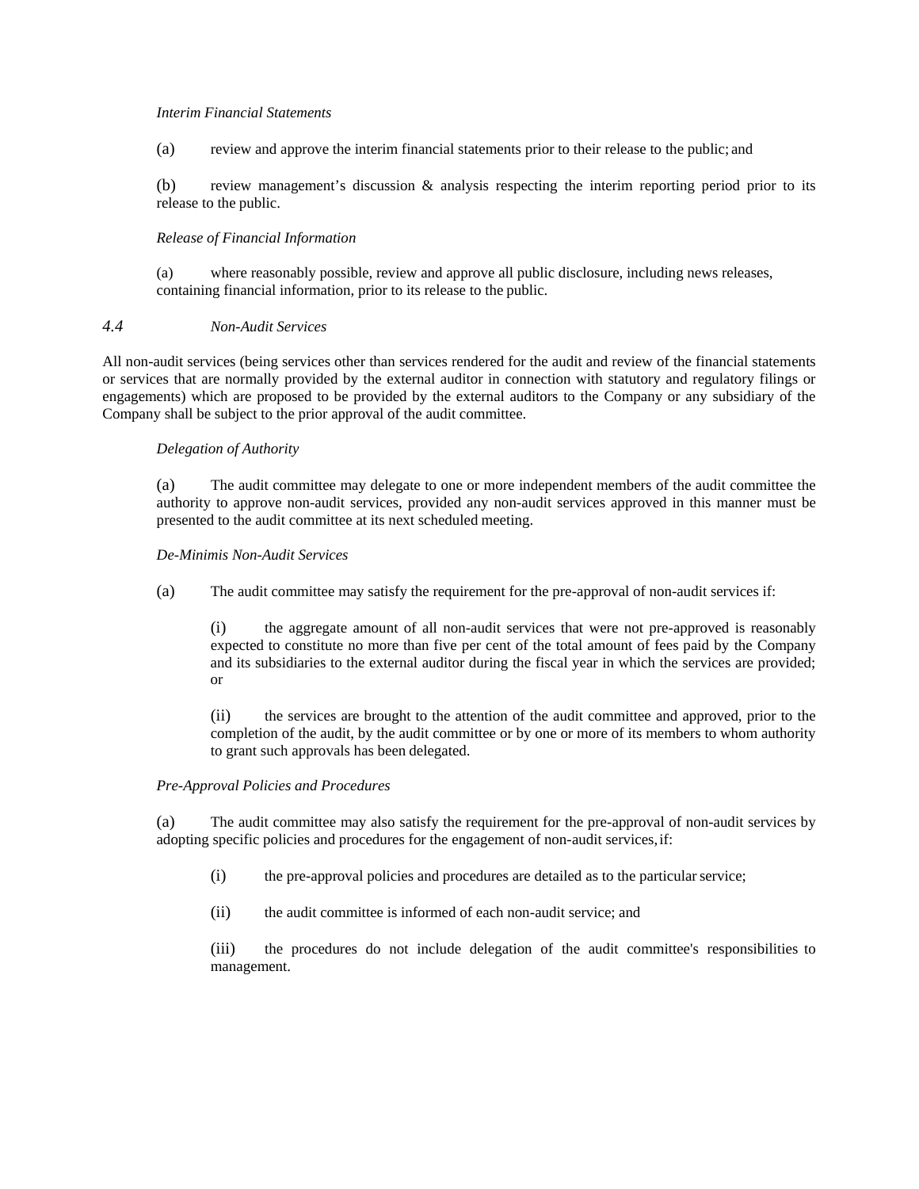*Interim Financial Statements*

(a) review and approve the interim financial statements prior to their release to the public; and

(b) review management's discussion & analysis respecting the interim reporting period prior to its release to the public.

*Release of Financial Information*

(a) where reasonably possible, review and approve all public disclosure, including news releases, containing financial information, prior to its release to the public.

### *4.4 Non-Audit Services*

All non-audit services (being services other than services rendered for the audit and review of the financial statements or services that are normally provided by the external auditor in connection with statutory and regulatory filings or engagements) which are proposed to be provided by the external auditors to the Company or any subsidiary of the Company shall be subject to the prior approval of the audit committee.

*Delegation of Authority*

(a) The audit committee may delegate to one or more independent members of the audit committee the authority to approve non-audit services, provided any non-audit services approved in this manner must be presented to the audit committee at its next scheduled meeting.

*De-Minimis Non-Audit Services*

(a) The audit committee may satisfy the requirement for the pre-approval of non-audit services if:

(i) the aggregate amount of all non-audit services that were not pre-approved is reasonably expected to constitute no more than five per cent of the total amount of fees paid by the Company and its subsidiaries to the external auditor during the fiscal year in which the services are provided; or

(ii) the services are brought to the attention of the audit committee and approved, prior to the completion of the audit, by the audit committee or by one or more of its members to whom authority to grant such approvals has been delegated.

*Pre-Approval Policies and Procedures*

(a) The audit committee may also satisfy the requirement for the pre-approval of non-audit services by adopting specific policies and procedures for the engagement of non-audit services, if:

(i) the pre-approval policies and procedures are detailed as to the particular service;

(ii) the audit committee is informed of each non-audit service; and

(iii) the procedures do not include delegation of the audit committee's responsibilities to management.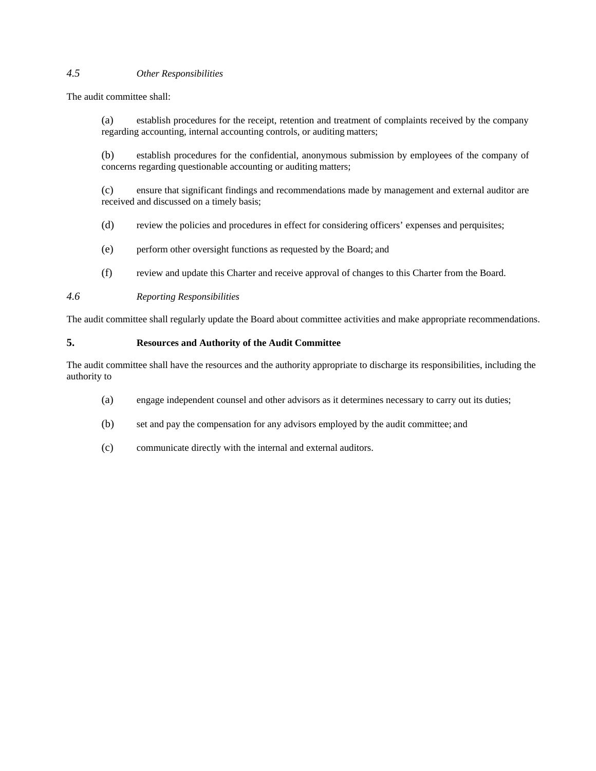### *4.5 Other Responsibilities*

The audit committee shall:

(a) establish procedures for the receipt, retention and treatment of complaints received by the company regarding accounting, internal accounting controls, or auditing matters;

(b) establish procedures for the confidential, anonymous submission by employees of the company of concerns regarding questionable accounting or auditing matters;

(c) ensure that significant findings and recommendations made by management and external auditor are received and discussed on a timely basis;

(d) review the policies and procedures in effect for considering officers' expenses and perquisites;

(e) perform other oversight functions as requested by the Board; and

(f) review and update this Charter and receive approval of changes to this Charter from the Board.

### *4.6 Reporting Responsibilities*

The audit committee shall regularly update the Board about committee activities and make appropriate recommendations.

## **5. Resources and Authority of the Audit Committee**

The audit committee shall have the resources and the authority appropriate to discharge its responsibilities, including the authority to

(a) engage independent counsel and other advisors as it determines necessary to carry out its duties;

(b) set and pay the compensation for any advisors employed by the audit committee; and

(c) communicate directly with the internal and external auditors.